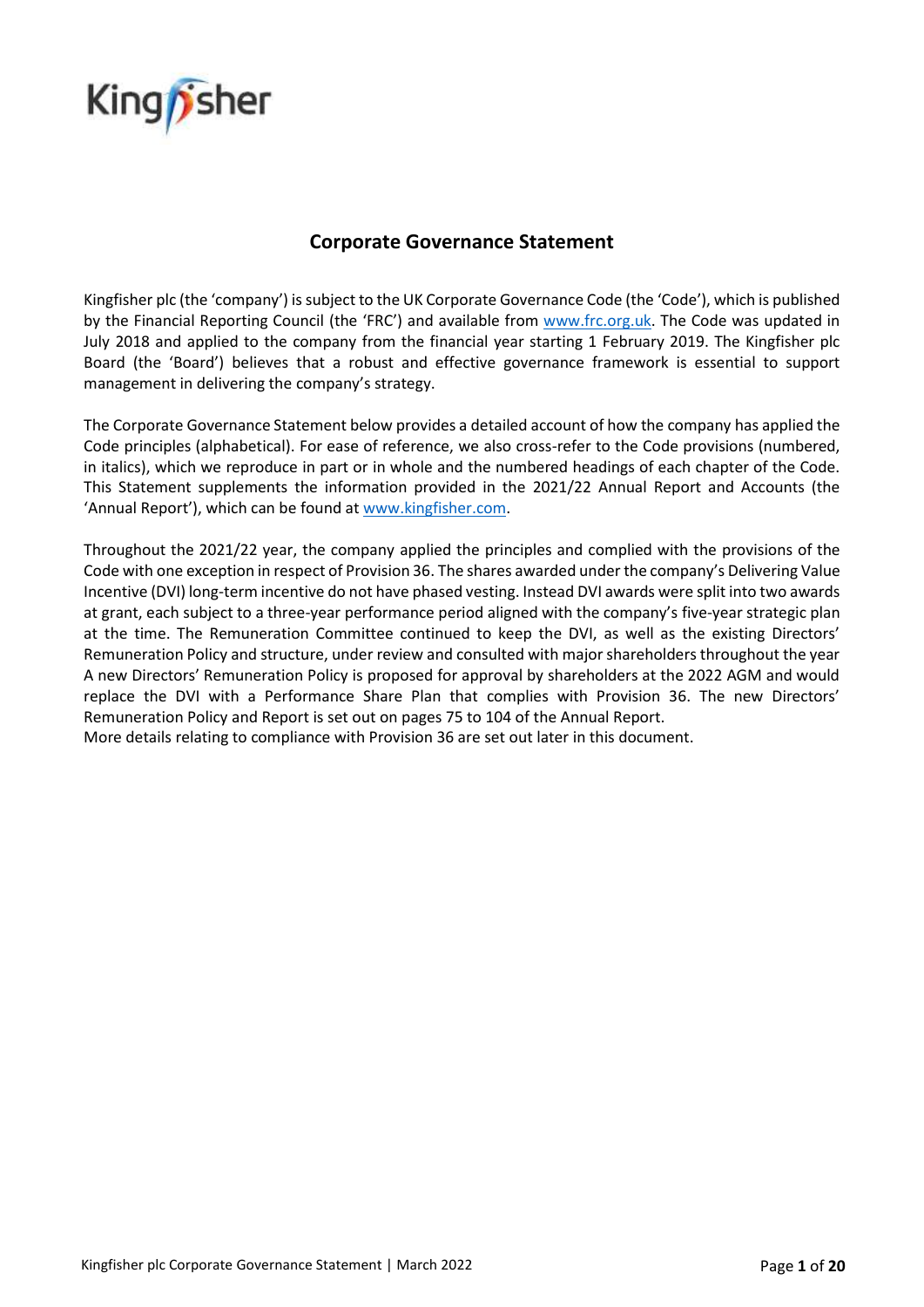Kingfisher

# Corporate Governance Statement

Kingfisher plc (the 'company') is subject to the UK Corporate Governance Code (the 'Code'), which is published by the Financial Reporting Council (the 'FRC') and available from www.frc.org.uk. The Code was updated in July 2018 and applied to the company from the financial year starting 1 February 2019. The Kingfisher plc Board (the 'Board') believes that a robust and effective governance framework is essential to support management in delivering the company's strategy.

The Corporate Governance Statement below provides a detailed account of how the company has applied the Code principles (alphabetical). For ease of reference, we also cross-refer to the Code provisions (numbered, in italics), which we reproduce in part or in whole and the numbered headings of each chapter of the Code. This Statement supplements the information provided in the 2021/22 Annual Report and Accounts (the 'Annual Report'), which can be found at www.kingfisher.com.

Throughout the 2021/22 year, the company applied the principles and complied with the provisions of the Code with one exception in respect of Provision 36. The shares awarded under the company's Delivering Value Incentive (DVI) long-term incentive do not have phased vesting. Instead DVI awards were split into two awards at grant, each subject to a three-year performance period aligned with the company's five-year strategic plan at the time. The Remuneration Committee continued to keep the DVI, as well as the existing Directors' Remuneration Policy and structure, under review and consulted with major shareholders throughout the year A new Directors' Remuneration Policy is proposed for approval by shareholders at the 2022 AGM and would replace the DVI with a Performance Share Plan that complies with Provision 36. The new Directors' Remuneration Policy and Report is set out on pages 75 to 104 of the Annual Report.
More details relating to compliance with Provision 36 are set out later in this document.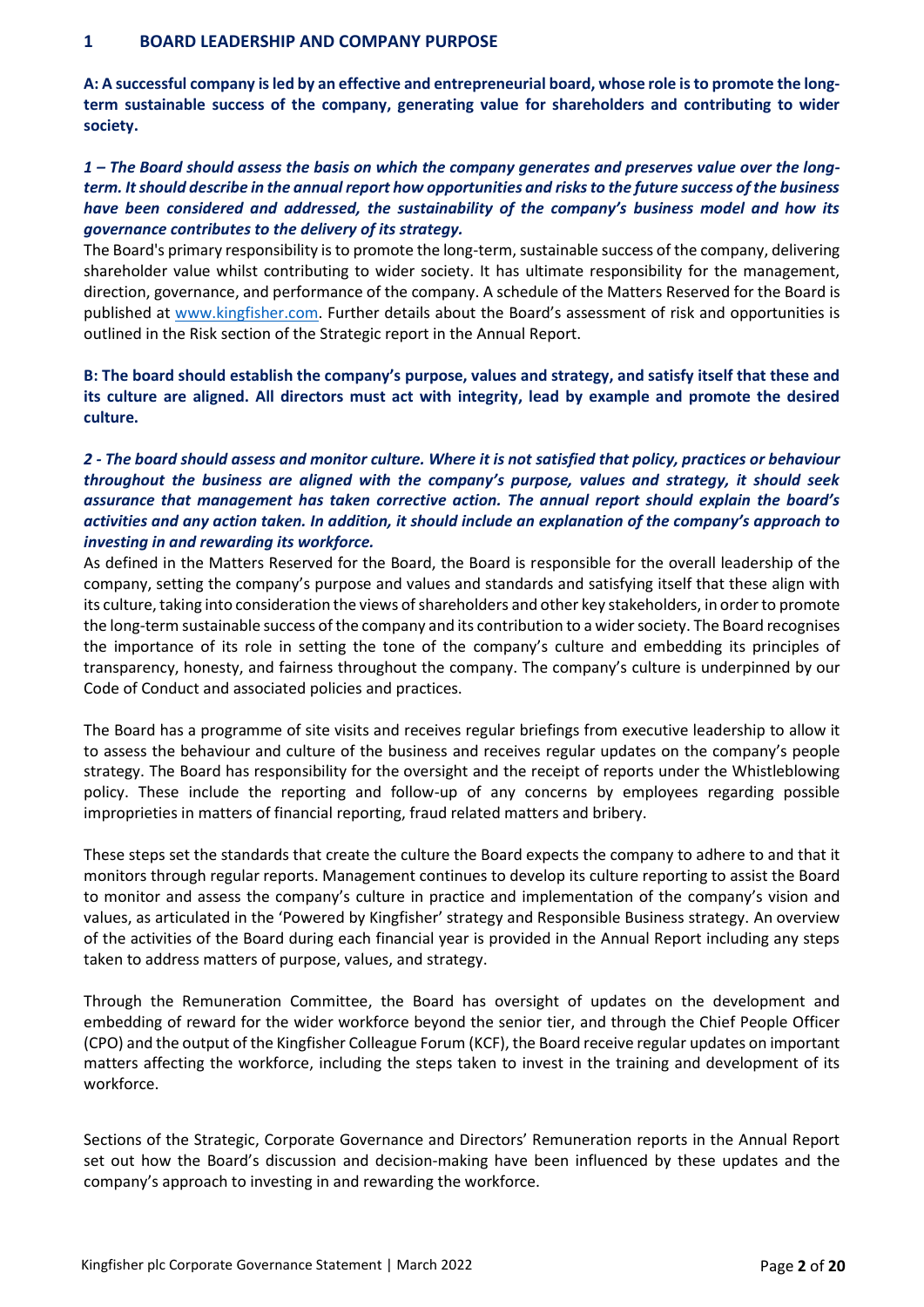## 1 BOARD LEADERSHIP AND COMPANY PURPOSE

**A: A successful company is led by an effective and entrepreneurial board, whose role is to promote the long-term sustainable success of the company, generating value for shareholders and contributing to wider society.**

***1 – The Board should assess the basis on which the company generates and preserves value over the long-term. It should describe in the annual report how opportunities and risks to the future success of the business have been considered and addressed, the sustainability of the company's business model and how its governance contributes to the delivery of its strategy.***

The Board's primary responsibility is to promote the long-term, sustainable success of the company, delivering shareholder value whilst contributing to wider society. It has ultimate responsibility for the management, direction, governance, and performance of the company. A schedule of the Matters Reserved for the Board is published at [www.kingfisher.com](http://www.kingfisher.com). Further details about the Board's assessment of risk and opportunities is outlined in the Risk section of the Strategic report in the Annual Report.

**B: The board should establish the company's purpose, values and strategy, and satisfy itself that these and its culture are aligned. All directors must act with integrity, lead by example and promote the desired culture.**

***2 - The board should assess and monitor culture. Where it is not satisfied that policy, practices or behaviour throughout the business are aligned with the company's purpose, values and strategy, it should seek assurance that management has taken corrective action. The annual report should explain the board's activities and any action taken. In addition, it should include an explanation of the company's approach to investing in and rewarding its workforce.***

As defined in the Matters Reserved for the Board, the Board is responsible for the overall leadership of the company, setting the company's purpose and values and standards and satisfying itself that these align with its culture, taking into consideration the views of shareholders and other key stakeholders, in order to promote the long-term sustainable success of the company and its contribution to a wider society. The Board recognises the importance of its role in setting the tone of the company's culture and embedding its principles of transparency, honesty, and fairness throughout the company. The company's culture is underpinned by our Code of Conduct and associated policies and practices.

The Board has a programme of site visits and receives regular briefings from executive leadership to allow it to assess the behaviour and culture of the business and receives regular updates on the company's people strategy. The Board has responsibility for the oversight and the receipt of reports under the Whistleblowing policy. These include the reporting and follow-up of any concerns by employees regarding possible improprieties in matters of financial reporting, fraud related matters and bribery.

These steps set the standards that create the culture the Board expects the company to adhere to and that it monitors through regular reports. Management continues to develop its culture reporting to assist the Board to monitor and assess the company's culture in practice and implementation of the company's vision and values, as articulated in the 'Powered by Kingfisher' strategy and Responsible Business strategy. An overview of the activities of the Board during each financial year is provided in the Annual Report including any steps taken to address matters of purpose, values, and strategy.

Through the Remuneration Committee, the Board has oversight of updates on the development and embedding of reward for the wider workforce beyond the senior tier, and through the Chief People Officer (CPO) and the output of the Kingfisher Colleague Forum (KCF), the Board receive regular updates on important matters affecting the workforce, including the steps taken to invest in the training and development of its workforce.

Sections of the Strategic, Corporate Governance and Directors' Remuneration reports in the Annual Report set out how the Board's discussion and decision-making have been influenced by these updates and the company's approach to investing in and rewarding the workforce.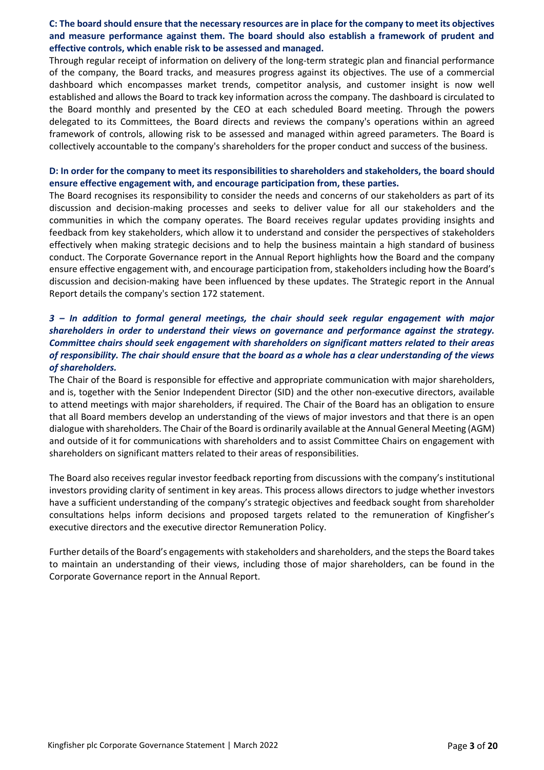**C: The board should ensure that the necessary resources are in place for the company to meet its objectives and measure performance against them. The board should also establish a framework of prudent and effective controls, which enable risk to be assessed and managed.**

Through regular receipt of information on delivery of the long-term strategic plan and financial performance of the company, the Board tracks, and measures progress against its objectives. The use of a commercial dashboard which encompasses market trends, competitor analysis, and customer insight is now well established and allows the Board to track key information across the company. The dashboard is circulated to the Board monthly and presented by the CEO at each scheduled Board meeting. Through the powers delegated to its Committees, the Board directs and reviews the company's operations within an agreed framework of controls, allowing risk to be assessed and managed within agreed parameters. The Board is collectively accountable to the company's shareholders for the proper conduct and success of the business.

**D: In order for the company to meet its responsibilities to shareholders and stakeholders, the board should ensure effective engagement with, and encourage participation from, these parties.**

The Board recognises its responsibility to consider the needs and concerns of our stakeholders as part of its discussion and decision-making processes and seeks to deliver value for all our stakeholders and the communities in which the company operates. The Board receives regular updates providing insights and feedback from key stakeholders, which allow it to understand and consider the perspectives of stakeholders effectively when making strategic decisions and to help the business maintain a high standard of business conduct. The Corporate Governance report in the Annual Report highlights how the Board and the company ensure effective engagement with, and encourage participation from, stakeholders including how the Board's discussion and decision-making have been influenced by these updates. The Strategic report in the Annual Report details the company's section 172 statement.

***3 – In addition to formal general meetings, the chair should seek regular engagement with major shareholders in order to understand their views on governance and performance against the strategy. Committee chairs should seek engagement with shareholders on significant matters related to their areas of responsibility. The chair should ensure that the board as a whole has a clear understanding of the views of shareholders.***

The Chair of the Board is responsible for effective and appropriate communication with major shareholders, and is, together with the Senior Independent Director (SID) and the other non-executive directors, available to attend meetings with major shareholders, if required. The Chair of the Board has an obligation to ensure that all Board members develop an understanding of the views of major investors and that there is an open dialogue with shareholders. The Chair of the Board is ordinarily available at the Annual General Meeting (AGM) and outside of it for communications with shareholders and to assist Committee Chairs on engagement with shareholders on significant matters related to their areas of responsibilities.

The Board also receives regular investor feedback reporting from discussions with the company's institutional investors providing clarity of sentiment in key areas. This process allows directors to judge whether investors have a sufficient understanding of the company's strategic objectives and feedback sought from shareholder consultations helps inform decisions and proposed targets related to the remuneration of Kingfisher's executive directors and the executive director Remuneration Policy.

Further details of the Board's engagements with stakeholders and shareholders, and the steps the Board takes to maintain an understanding of their views, including those of major shareholders, can be found in the Corporate Governance report in the Annual Report.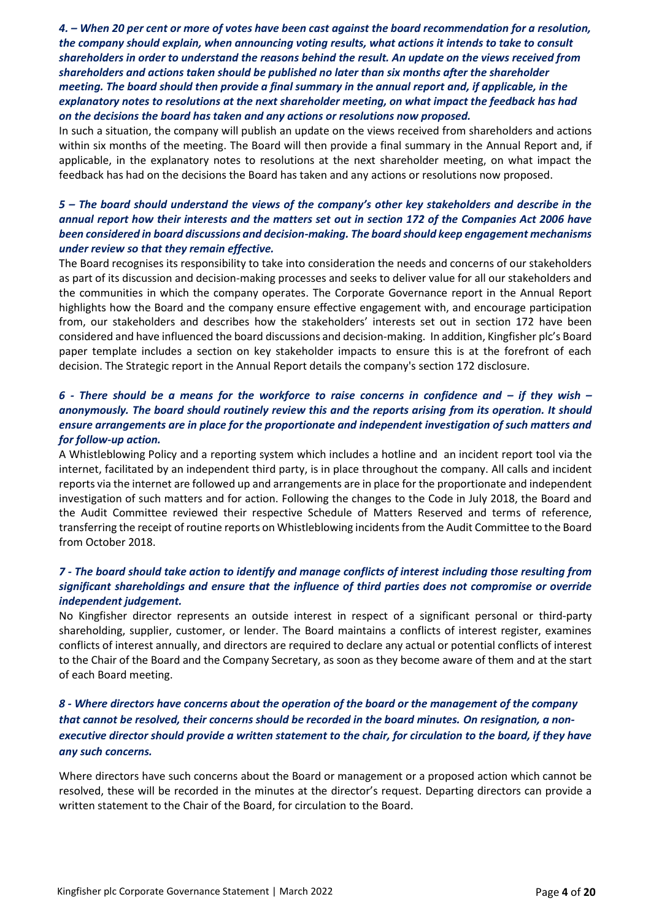***4. – When 20 per cent or more of votes have been cast against the board recommendation for a resolution, the company should explain, when announcing voting results, what actions it intends to take to consult shareholders in order to understand the reasons behind the result. An update on the views received from shareholders and actions taken should be published no later than six months after the shareholder meeting. The board should then provide a final summary in the annual report and, if applicable, in the explanatory notes to resolutions at the next shareholder meeting, on what impact the feedback has had on the decisions the board has taken and any actions or resolutions now proposed.***

In such a situation, the company will publish an update on the views received from shareholders and actions within six months of the meeting. The Board will then provide a final summary in the Annual Report and, if applicable, in the explanatory notes to resolutions at the next shareholder meeting, on what impact the feedback has had on the decisions the Board has taken and any actions or resolutions now proposed.

***5 – The board should understand the views of the company's other key stakeholders and describe in the annual report how their interests and the matters set out in section 172 of the Companies Act 2006 have been considered in board discussions and decision-making. The board should keep engagement mechanisms under review so that they remain effective.***

The Board recognises its responsibility to take into consideration the needs and concerns of our stakeholders as part of its discussion and decision-making processes and seeks to deliver value for all our stakeholders and the communities in which the company operates. The Corporate Governance report in the Annual Report highlights how the Board and the company ensure effective engagement with, and encourage participation from, our stakeholders and describes how the stakeholders' interests set out in section 172 have been considered and have influenced the board discussions and decision-making. In addition, Kingfisher plc's Board paper template includes a section on key stakeholder impacts to ensure this is at the forefront of each decision. The Strategic report in the Annual Report details the company's section 172 disclosure.

***6 - There should be a means for the workforce to raise concerns in confidence and – if they wish – anonymously. The board should routinely review this and the reports arising from its operation. It should ensure arrangements are in place for the proportionate and independent investigation of such matters and for follow-up action.***

A Whistleblowing Policy and a reporting system which includes a hotline and an incident report tool via the internet, facilitated by an independent third party, is in place throughout the company. All calls and incident reports via the internet are followed up and arrangements are in place for the proportionate and independent investigation of such matters and for action. Following the changes to the Code in July 2018, the Board and the Audit Committee reviewed their respective Schedule of Matters Reserved and terms of reference, transferring the receipt of routine reports on Whistleblowing incidents from the Audit Committee to the Board from October 2018.

***7 - The board should take action to identify and manage conflicts of interest including those resulting from significant shareholdings and ensure that the influence of third parties does not compromise or override independent judgement.***

No Kingfisher director represents an outside interest in respect of a significant personal or third-party shareholding, supplier, customer, or lender. The Board maintains a conflicts of interest register, examines conflicts of interest annually, and directors are required to declare any actual or potential conflicts of interest to the Chair of the Board and the Company Secretary, as soon as they become aware of them and at the start of each Board meeting.

***8 - Where directors have concerns about the operation of the board or the management of the company that cannot be resolved, their concerns should be recorded in the board minutes. On resignation, a non-executive director should provide a written statement to the chair, for circulation to the board, if they have any such concerns.***

Where directors have such concerns about the Board or management or a proposed action which cannot be resolved, these will be recorded in the minutes at the director's request. Departing directors can provide a written statement to the Chair of the Board, for circulation to the Board.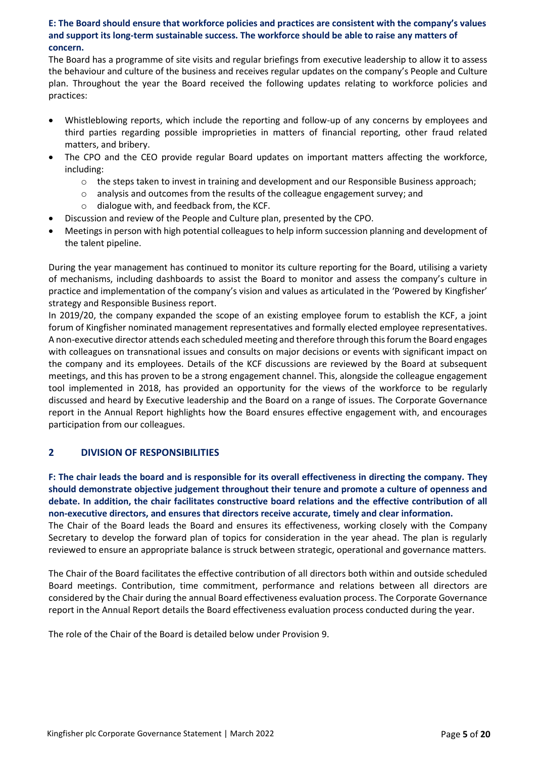**E: The Board should ensure that workforce policies and practices are consistent with the company's values and support its long-term sustainable success. The workforce should be able to raise any matters of concern.**

The Board has a programme of site visits and regular briefings from executive leadership to allow it to assess the behaviour and culture of the business and receives regular updates on the company's People and Culture plan. Throughout the year the Board received the following updates relating to workforce policies and practices:

- Whistleblowing reports, which include the reporting and follow-up of any concerns by employees and third parties regarding possible improprieties in matters of financial reporting, other fraud related matters, and bribery.
- The CPO and the CEO provide regular Board updates on important matters affecting the workforce, including:
  - the steps taken to invest in training and development and our Responsible Business approach;
  - analysis and outcomes from the results of the colleague engagement survey; and
  - dialogue with, and feedback from, the KCF.
- Discussion and review of the People and Culture plan, presented by the CPO.
- Meetings in person with high potential colleagues to help inform succession planning and development of the talent pipeline.

During the year management has continued to monitor its culture reporting for the Board, utilising a variety of mechanisms, including dashboards to assist the Board to monitor and assess the company's culture in practice and implementation of the company's vision and values as articulated in the 'Powered by Kingfisher' strategy and Responsible Business report.

In 2019/20, the company expanded the scope of an existing employee forum to establish the KCF, a joint forum of Kingfisher nominated management representatives and formally elected employee representatives. A non-executive director attends each scheduled meeting and therefore through this forum the Board engages with colleagues on transnational issues and consults on major decisions or events with significant impact on the company and its employees. Details of the KCF discussions are reviewed by the Board at subsequent meetings, and this has proven to be a strong engagement channel. This, alongside the colleague engagement tool implemented in 2018, has provided an opportunity for the views of the workforce to be regularly discussed and heard by Executive leadership and the Board on a range of issues. The Corporate Governance report in the Annual Report highlights how the Board ensures effective engagement with, and encourages participation from our colleagues.

## 2 DIVISION OF RESPONSIBILITIES

**F: The chair leads the board and is responsible for its overall effectiveness in directing the company. They should demonstrate objective judgement throughout their tenure and promote a culture of openness and debate. In addition, the chair facilitates constructive board relations and the effective contribution of all non-executive directors, and ensures that directors receive accurate, timely and clear information.**

The Chair of the Board leads the Board and ensures its effectiveness, working closely with the Company Secretary to develop the forward plan of topics for consideration in the year ahead. The plan is regularly reviewed to ensure an appropriate balance is struck between strategic, operational and governance matters.

The Chair of the Board facilitates the effective contribution of all directors both within and outside scheduled Board meetings. Contribution, time commitment, performance and relations between all directors are considered by the Chair during the annual Board effectiveness evaluation process. The Corporate Governance report in the Annual Report details the Board effectiveness evaluation process conducted during the year.

The role of the Chair of the Board is detailed below under Provision 9.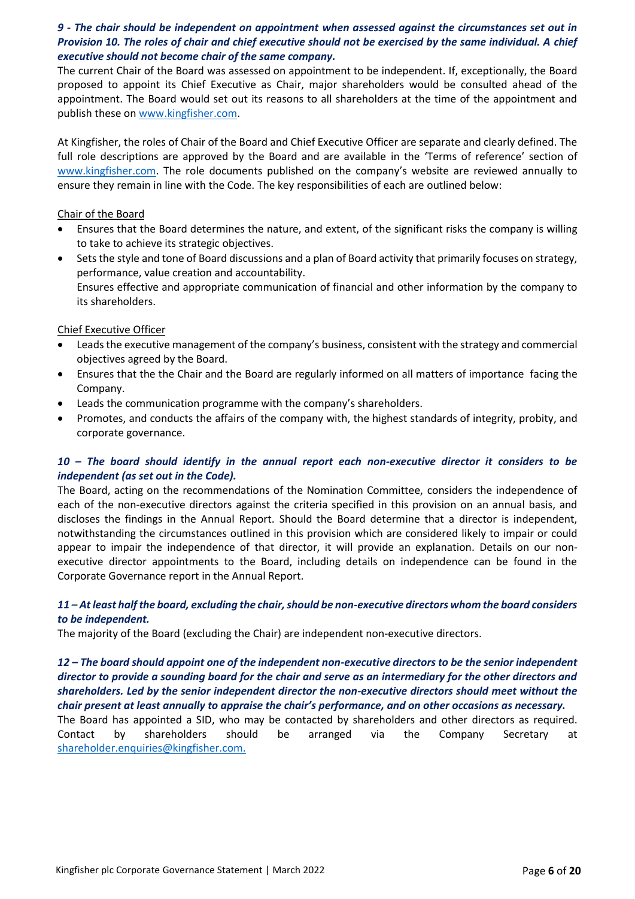***9 - The chair should be independent on appointment when assessed against the circumstances set out in Provision 10. The roles of chair and chief executive should not be exercised by the same individual. A chief executive should not become chair of the same company.***

The current Chair of the Board was assessed on appointment to be independent. If, exceptionally, the Board proposed to appoint its Chief Executive as Chair, major shareholders would be consulted ahead of the appointment. The Board would set out its reasons to all shareholders at the time of the appointment and publish these on www.kingfisher.com.

At Kingfisher, the roles of Chair of the Board and Chief Executive Officer are separate and clearly defined. The full role descriptions are approved by the Board and are available in the 'Terms of reference' section of www.kingfisher.com. The role documents published on the company's website are reviewed annually to ensure they remain in line with the Code. The key responsibilities of each are outlined below:

Chair of the Board

- Ensures that the Board determines the nature, and extent, of the significant risks the company is willing to take to achieve its strategic objectives.
- Sets the style and tone of Board discussions and a plan of Board activity that primarily focuses on strategy, performance, value creation and accountability.
  Ensures effective and appropriate communication of financial and other information by the company to its shareholders.

Chief Executive Officer

- Leads the executive management of the company's business, consistent with the strategy and commercial objectives agreed by the Board.
- Ensures that the the Chair and the Board are regularly informed on all matters of importance facing the Company.
- Leads the communication programme with the company's shareholders.
- Promotes, and conducts the affairs of the company with, the highest standards of integrity, probity, and corporate governance.

***10 – The board should identify in the annual report each non-executive director it considers to be independent (as set out in the Code).***

The Board, acting on the recommendations of the Nomination Committee, considers the independence of each of the non-executive directors against the criteria specified in this provision on an annual basis, and discloses the findings in the Annual Report. Should the Board determine that a director is independent, notwithstanding the circumstances outlined in this provision which are considered likely to impair or could appear to impair the independence of that director, it will provide an explanation. Details on our non-executive director appointments to the Board, including details on independence can be found in the Corporate Governance report in the Annual Report.

***11 – At least half the board, excluding the chair, should be non-executive directors whom the board considers to be independent.***

The majority of the Board (excluding the Chair) are independent non-executive directors.

***12 – The board should appoint one of the independent non-executive directors to be the senior independent director to provide a sounding board for the chair and serve as an intermediary for the other directors and shareholders. Led by the senior independent director the non-executive directors should meet without the chair present at least annually to appraise the chair's performance, and on other occasions as necessary.***

The Board has appointed a SID, who may be contacted by shareholders and other directors as required. Contact by shareholders should be arranged via the Company Secretary at shareholder.enquiries@kingfisher.com.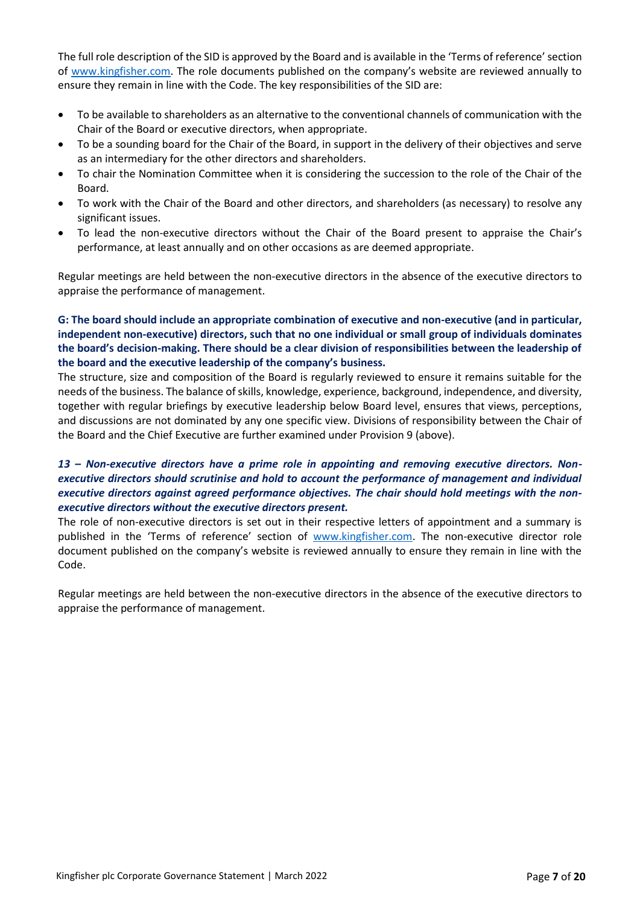The full role description of the SID is approved by the Board and is available in the 'Terms of reference' section of www.kingfisher.com. The role documents published on the company's website are reviewed annually to ensure they remain in line with the Code. The key responsibilities of the SID are:

- To be available to shareholders as an alternative to the conventional channels of communication with the Chair of the Board or executive directors, when appropriate.
- To be a sounding board for the Chair of the Board, in support in the delivery of their objectives and serve as an intermediary for the other directors and shareholders.
- To chair the Nomination Committee when it is considering the succession to the role of the Chair of the Board.
- To work with the Chair of the Board and other directors, and shareholders (as necessary) to resolve any significant issues.
- To lead the non-executive directors without the Chair of the Board present to appraise the Chair's performance, at least annually and on other occasions as are deemed appropriate.

Regular meetings are held between the non-executive directors in the absence of the executive directors to appraise the performance of management.

**G: The board should include an appropriate combination of executive and non-executive (and in particular, independent non-executive) directors, such that no one individual or small group of individuals dominates the board's decision-making. There should be a clear division of responsibilities between the leadership of the board and the executive leadership of the company's business.**

The structure, size and composition of the Board is regularly reviewed to ensure it remains suitable for the needs of the business. The balance of skills, knowledge, experience, background, independence, and diversity, together with regular briefings by executive leadership below Board level, ensures that views, perceptions, and discussions are not dominated by any one specific view. Divisions of responsibility between the Chair of the Board and the Chief Executive are further examined under Provision 9 (above).

***13 – Non-executive directors have a prime role in appointing and removing executive directors. Non-executive directors should scrutinise and hold to account the performance of management and individual executive directors against agreed performance objectives. The chair should hold meetings with the non-executive directors without the executive directors present.***

The role of non-executive directors is set out in their respective letters of appointment and a summary is published in the 'Terms of reference' section of www.kingfisher.com. The non-executive director role document published on the company's website is reviewed annually to ensure they remain in line with the Code.

Regular meetings are held between the non-executive directors in the absence of the executive directors to appraise the performance of management.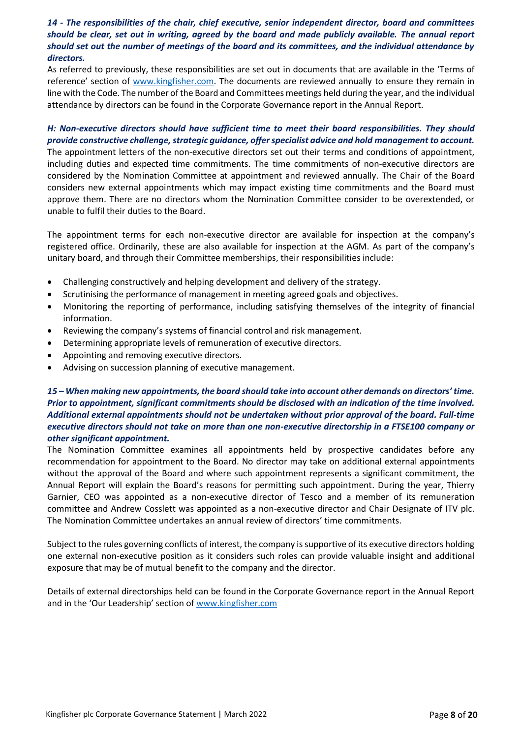***14 - The responsibilities of the chair, chief executive, senior independent director, board and committees should be clear, set out in writing, agreed by the board and made publicly available. The annual report should set out the number of meetings of the board and its committees, and the individual attendance by directors.***

As referred to previously, these responsibilities are set out in documents that are available in the 'Terms of reference' section of [www.kingfisher.com](http://www.kingfisher.com). The documents are reviewed annually to ensure they remain in line with the Code. The number of the Board and Committees meetings held during the year, and the individual attendance by directors can be found in the Corporate Governance report in the Annual Report.

***H: Non-executive directors should have sufficient time to meet their board responsibilities. They should provide constructive challenge, strategic guidance, offer specialist advice and hold management to account.***

The appointment letters of the non-executive directors set out their terms and conditions of appointment, including duties and expected time commitments. The time commitments of non-executive directors are considered by the Nomination Committee at appointment and reviewed annually. The Chair of the Board considers new external appointments which may impact existing time commitments and the Board must approve them. There are no directors whom the Nomination Committee consider to be overextended, or unable to fulfil their duties to the Board.

The appointment terms for each non-executive director are available for inspection at the company's registered office. Ordinarily, these are also available for inspection at the AGM. As part of the company's unitary board, and through their Committee memberships, their responsibilities include:

- Challenging constructively and helping development and delivery of the strategy.
- Scrutinising the performance of management in meeting agreed goals and objectives.
- Monitoring the reporting of performance, including satisfying themselves of the integrity of financial information.
- Reviewing the company's systems of financial control and risk management.
- Determining appropriate levels of remuneration of executive directors.
- Appointing and removing executive directors.
- Advising on succession planning of executive management.

***15 – When making new appointments, the board should take into account other demands on directors' time. Prior to appointment, significant commitments should be disclosed with an indication of the time involved. Additional external appointments should not be undertaken without prior approval of the board. Full-time executive directors should not take on more than one non-executive directorship in a FTSE100 company or other significant appointment.***

The Nomination Committee examines all appointments held by prospective candidates before any recommendation for appointment to the Board. No director may take on additional external appointments without the approval of the Board and where such appointment represents a significant commitment, the Annual Report will explain the Board's reasons for permitting such appointment. During the year, Thierry Garnier, CEO was appointed as a non-executive director of Tesco and a member of its remuneration committee and Andrew Cosslett was appointed as a non-executive director and Chair Designate of ITV plc. The Nomination Committee undertakes an annual review of directors' time commitments.

Subject to the rules governing conflicts of interest, the company is supportive of its executive directors holding one external non-executive position as it considers such roles can provide valuable insight and additional exposure that may be of mutual benefit to the company and the director.

Details of external directorships held can be found in the Corporate Governance report in the Annual Report and in the 'Our Leadership' section of [www.kingfisher.com](http://www.kingfisher.com)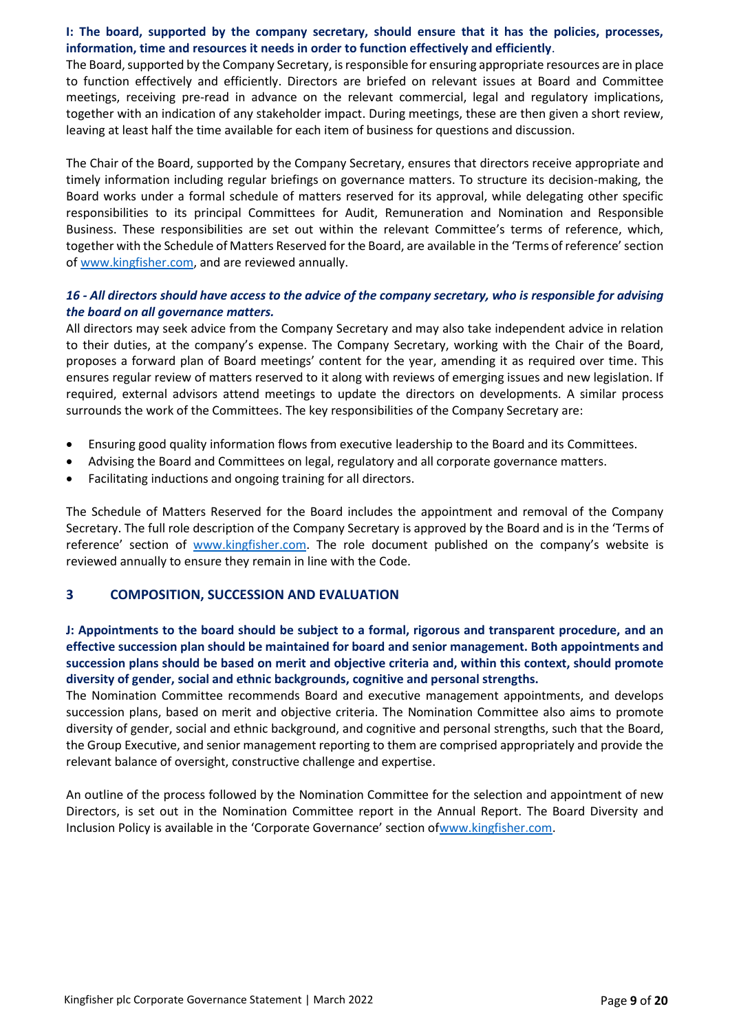**I: The board, supported by the company secretary, should ensure that it has the policies, processes, information, time and resources it needs in order to function effectively and efficiently**.

The Board, supported by the Company Secretary, is responsible for ensuring appropriate resources are in place to function effectively and efficiently. Directors are briefed on relevant issues at Board and Committee meetings, receiving pre-read in advance on the relevant commercial, legal and regulatory implications, together with an indication of any stakeholder impact. During meetings, these are then given a short review, leaving at least half the time available for each item of business for questions and discussion.

The Chair of the Board, supported by the Company Secretary, ensures that directors receive appropriate and timely information including regular briefings on governance matters. To structure its decision-making, the Board works under a formal schedule of matters reserved for its approval, while delegating other specific responsibilities to its principal Committees for Audit, Remuneration and Nomination and Responsible Business. These responsibilities are set out within the relevant Committee's terms of reference, which, together with the Schedule of Matters Reserved for the Board, are available in the 'Terms of reference' section of www.kingfisher.com, and are reviewed annually.

***16 - All directors should have access to the advice of the company secretary, who is responsible for advising the board on all governance matters.***

All directors may seek advice from the Company Secretary and may also take independent advice in relation to their duties, at the company's expense. The Company Secretary, working with the Chair of the Board, proposes a forward plan of Board meetings' content for the year, amending it as required over time. This ensures regular review of matters reserved to it along with reviews of emerging issues and new legislation. If required, external advisors attend meetings to update the directors on developments. A similar process surrounds the work of the Committees. The key responsibilities of the Company Secretary are:

- Ensuring good quality information flows from executive leadership to the Board and its Committees.
- Advising the Board and Committees on legal, regulatory and all corporate governance matters.
- Facilitating inductions and ongoing training for all directors.

The Schedule of Matters Reserved for the Board includes the appointment and removal of the Company Secretary. The full role description of the Company Secretary is approved by the Board and is in the 'Terms of reference' section of www.kingfisher.com. The role document published on the company's website is reviewed annually to ensure they remain in line with the Code.

## 3 COMPOSITION, SUCCESSION AND EVALUATION

**J: Appointments to the board should be subject to a formal, rigorous and transparent procedure, and an effective succession plan should be maintained for board and senior management. Both appointments and succession plans should be based on merit and objective criteria and, within this context, should promote diversity of gender, social and ethnic backgrounds, cognitive and personal strengths.**

The Nomination Committee recommends Board and executive management appointments, and develops succession plans, based on merit and objective criteria. The Nomination Committee also aims to promote diversity of gender, social and ethnic background, and cognitive and personal strengths, such that the Board, the Group Executive, and senior management reporting to them are comprised appropriately and provide the relevant balance of oversight, constructive challenge and expertise.

An outline of the process followed by the Nomination Committee for the selection and appointment of new Directors, is set out in the Nomination Committee report in the Annual Report. The Board Diversity and Inclusion Policy is available in the 'Corporate Governance' section ofwww.kingfisher.com.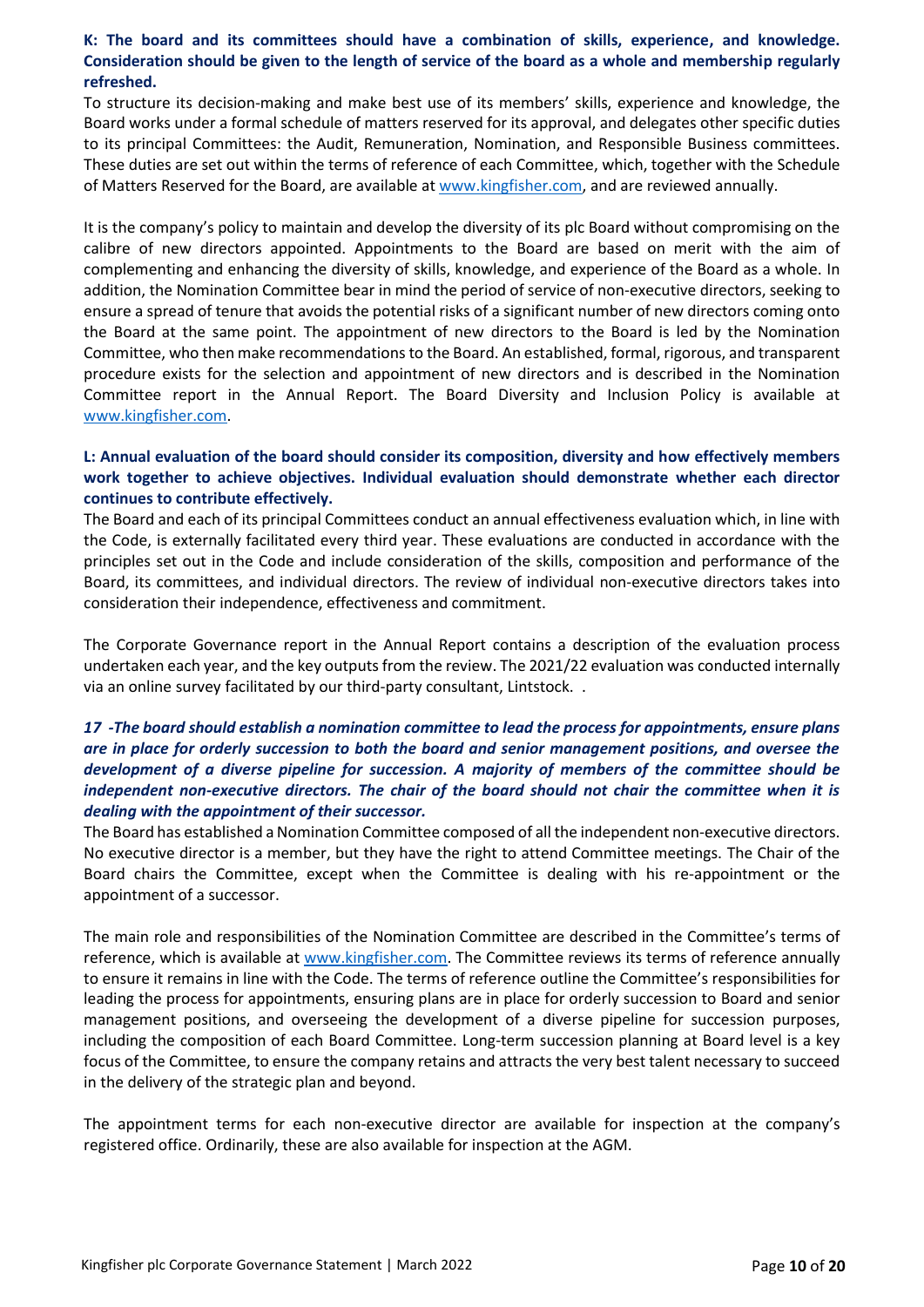**K: The board and its committees should have a combination of skills, experience, and knowledge. Consideration should be given to the length of service of the board as a whole and membership regularly refreshed.**

To structure its decision-making and make best use of its members' skills, experience and knowledge, the Board works under a formal schedule of matters reserved for its approval, and delegates other specific duties to its principal Committees: the Audit, Remuneration, Nomination, and Responsible Business committees. These duties are set out within the terms of reference of each Committee, which, together with the Schedule of Matters Reserved for the Board, are available at www.kingfisher.com, and are reviewed annually.

It is the company's policy to maintain and develop the diversity of its plc Board without compromising on the calibre of new directors appointed. Appointments to the Board are based on merit with the aim of complementing and enhancing the diversity of skills, knowledge, and experience of the Board as a whole. In addition, the Nomination Committee bear in mind the period of service of non-executive directors, seeking to ensure a spread of tenure that avoids the potential risks of a significant number of new directors coming onto the Board at the same point. The appointment of new directors to the Board is led by the Nomination Committee, who then make recommendations to the Board. An established, formal, rigorous, and transparent procedure exists for the selection and appointment of new directors and is described in the Nomination Committee report in the Annual Report. The Board Diversity and Inclusion Policy is available at www.kingfisher.com.

**L: Annual evaluation of the board should consider its composition, diversity and how effectively members work together to achieve objectives. Individual evaluation should demonstrate whether each director continues to contribute effectively.**

The Board and each of its principal Committees conduct an annual effectiveness evaluation which, in line with the Code, is externally facilitated every third year. These evaluations are conducted in accordance with the principles set out in the Code and include consideration of the skills, composition and performance of the Board, its committees, and individual directors. The review of individual non-executive directors takes into consideration their independence, effectiveness and commitment.

The Corporate Governance report in the Annual Report contains a description of the evaluation process undertaken each year, and the key outputs from the review. The 2021/22 evaluation was conducted internally via an online survey facilitated by our third-party consultant, Lintstock. .

***17 -The board should establish a nomination committee to lead the process for appointments, ensure plans are in place for orderly succession to both the board and senior management positions, and oversee the development of a diverse pipeline for succession. A majority of members of the committee should be independent non-executive directors. The chair of the board should not chair the committee when it is dealing with the appointment of their successor.***

The Board has established a Nomination Committee composed of all the independent non-executive directors. No executive director is a member, but they have the right to attend Committee meetings. The Chair of the Board chairs the Committee, except when the Committee is dealing with his re-appointment or the appointment of a successor.

The main role and responsibilities of the Nomination Committee are described in the Committee's terms of reference, which is available at www.kingfisher.com. The Committee reviews its terms of reference annually to ensure it remains in line with the Code. The terms of reference outline the Committee's responsibilities for leading the process for appointments, ensuring plans are in place for orderly succession to Board and senior management positions, and overseeing the development of a diverse pipeline for succession purposes, including the composition of each Board Committee. Long-term succession planning at Board level is a key focus of the Committee, to ensure the company retains and attracts the very best talent necessary to succeed in the delivery of the strategic plan and beyond.

The appointment terms for each non-executive director are available for inspection at the company's registered office. Ordinarily, these are also available for inspection at the AGM.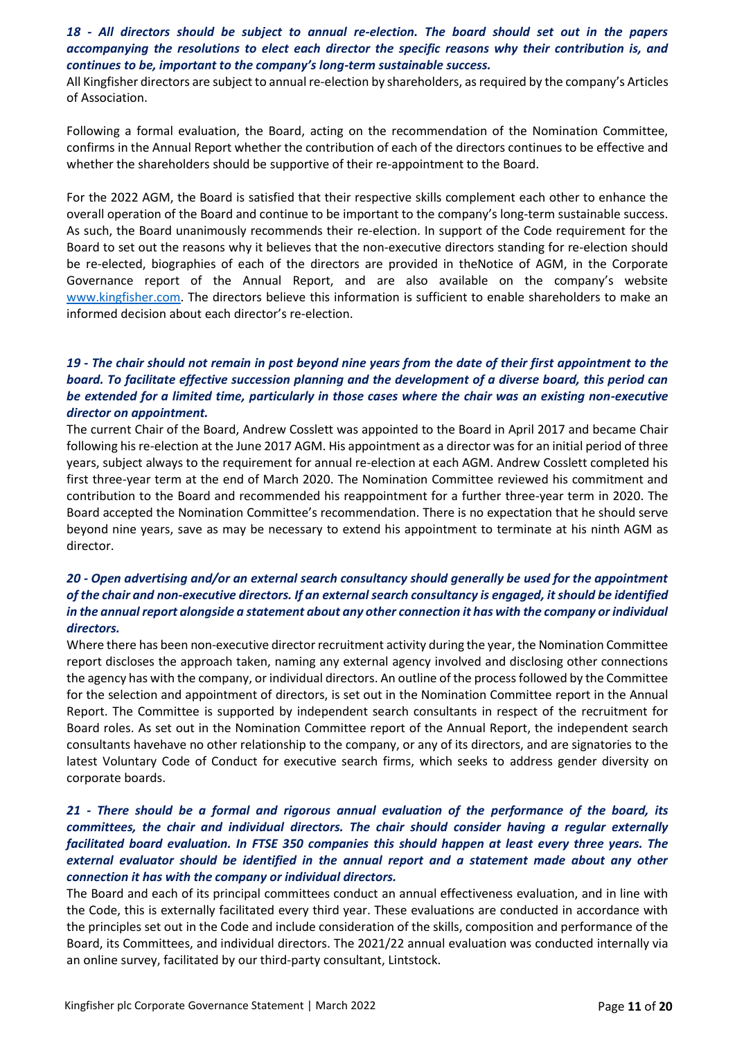***18 - All directors should be subject to annual re-election. The board should set out in the papers accompanying the resolutions to elect each director the specific reasons why their contribution is, and continues to be, important to the company's long-term sustainable success.***

All Kingfisher directors are subject to annual re-election by shareholders, as required by the company's Articles of Association.

Following a formal evaluation, the Board, acting on the recommendation of the Nomination Committee, confirms in the Annual Report whether the contribution of each of the directors continues to be effective and whether the shareholders should be supportive of their re-appointment to the Board.

For the 2022 AGM, the Board is satisfied that their respective skills complement each other to enhance the overall operation of the Board and continue to be important to the company's long-term sustainable success. As such, the Board unanimously recommends their re-election. In support of the Code requirement for the Board to set out the reasons why it believes that the non-executive directors standing for re-election should be re-elected, biographies of each of the directors are provided in theNotice of AGM, in the Corporate Governance report of the Annual Report, and are also available on the company's website [www.kingfisher.com](http://www.kingfisher.com). The directors believe this information is sufficient to enable shareholders to make an informed decision about each director's re-election.

***19 - The chair should not remain in post beyond nine years from the date of their first appointment to the board. To facilitate effective succession planning and the development of a diverse board, this period can be extended for a limited time, particularly in those cases where the chair was an existing non-executive director on appointment.***

The current Chair of the Board, Andrew Cosslett was appointed to the Board in April 2017 and became Chair following his re-election at the June 2017 AGM. His appointment as a director was for an initial period of three years, subject always to the requirement for annual re-election at each AGM. Andrew Cosslett completed his first three-year term at the end of March 2020. The Nomination Committee reviewed his commitment and contribution to the Board and recommended his reappointment for a further three-year term in 2020. The Board accepted the Nomination Committee's recommendation. There is no expectation that he should serve beyond nine years, save as may be necessary to extend his appointment to terminate at his ninth AGM as director.

***20 - Open advertising and/or an external search consultancy should generally be used for the appointment of the chair and non-executive directors. If an external search consultancy is engaged, it should be identified in the annual report alongside a statement about any other connection it has with the company or individual directors.***

Where there has been non-executive director recruitment activity during the year, the Nomination Committee report discloses the approach taken, naming any external agency involved and disclosing other connections the agency has with the company, or individual directors. An outline of the process followed by the Committee for the selection and appointment of directors, is set out in the Nomination Committee report in the Annual Report. The Committee is supported by independent search consultants in respect of the recruitment for Board roles. As set out in the Nomination Committee report of the Annual Report, the independent search consultants havehave no other relationship to the company, or any of its directors, and are signatories to the latest Voluntary Code of Conduct for executive search firms, which seeks to address gender diversity on corporate boards.

***21 - There should be a formal and rigorous annual evaluation of the performance of the board, its committees, the chair and individual directors. The chair should consider having a regular externally facilitated board evaluation. In FTSE 350 companies this should happen at least every three years. The external evaluator should be identified in the annual report and a statement made about any other connection it has with the company or individual directors.***

The Board and each of its principal committees conduct an annual effectiveness evaluation, and in line with the Code, this is externally facilitated every third year. These evaluations are conducted in accordance with the principles set out in the Code and include consideration of the skills, composition and performance of the Board, its Committees, and individual directors. The 2021/22 annual evaluation was conducted internally via an online survey, facilitated by our third-party consultant, Lintstock.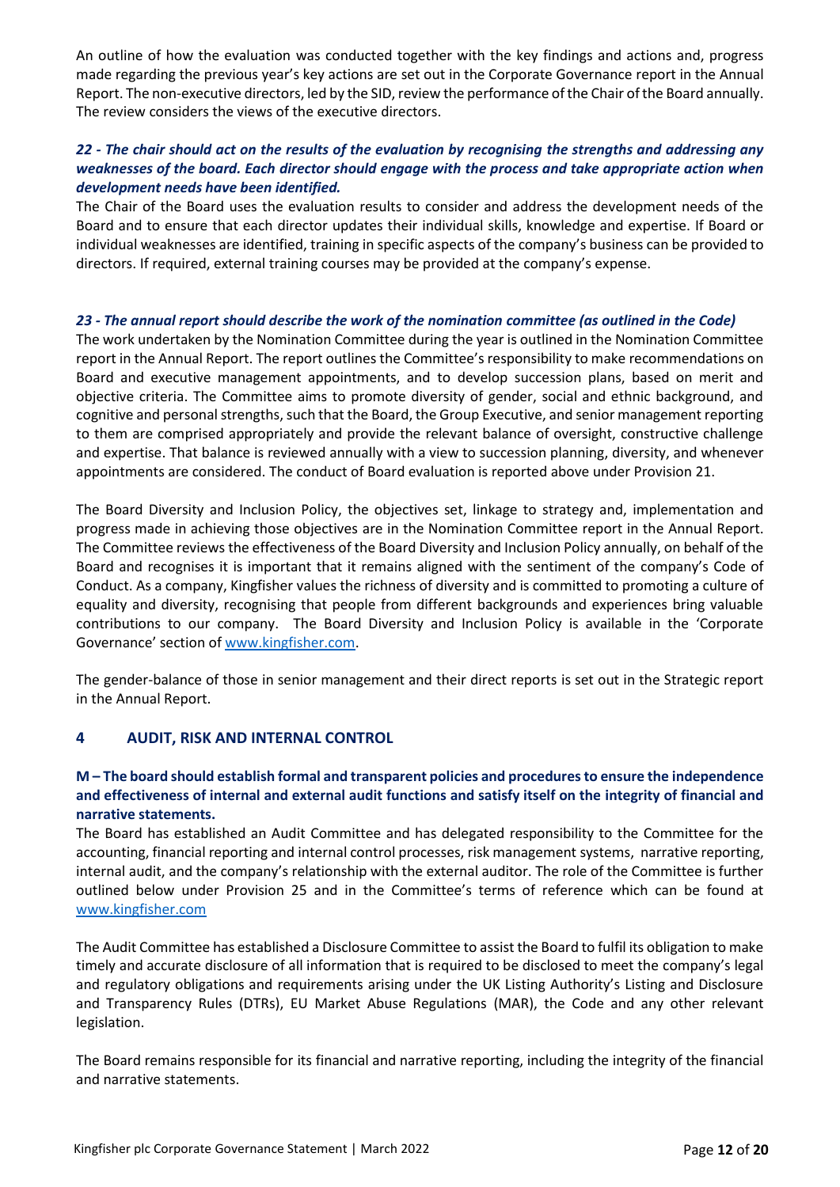An outline of how the evaluation was conducted together with the key findings and actions and, progress made regarding the previous year's key actions are set out in the Corporate Governance report in the Annual Report. The non-executive directors, led by the SID, review the performance of the Chair of the Board annually. The review considers the views of the executive directors.

***22 - The chair should act on the results of the evaluation by recognising the strengths and addressing any weaknesses of the board. Each director should engage with the process and take appropriate action when development needs have been identified.***

The Chair of the Board uses the evaluation results to consider and address the development needs of the Board and to ensure that each director updates their individual skills, knowledge and expertise. If Board or individual weaknesses are identified, training in specific aspects of the company's business can be provided to directors. If required, external training courses may be provided at the company's expense.

***23 - The annual report should describe the work of the nomination committee (as outlined in the Code)***

The work undertaken by the Nomination Committee during the year is outlined in the Nomination Committee report in the Annual Report. The report outlines the Committee's responsibility to make recommendations on Board and executive management appointments, and to develop succession plans, based on merit and objective criteria. The Committee aims to promote diversity of gender, social and ethnic background, and cognitive and personal strengths, such that the Board, the Group Executive, and senior management reporting to them are comprised appropriately and provide the relevant balance of oversight, constructive challenge and expertise. That balance is reviewed annually with a view to succession planning, diversity, and whenever appointments are considered. The conduct of Board evaluation is reported above under Provision 21.

The Board Diversity and Inclusion Policy, the objectives set, linkage to strategy and, implementation and progress made in achieving those objectives are in the Nomination Committee report in the Annual Report. The Committee reviews the effectiveness of the Board Diversity and Inclusion Policy annually, on behalf of the Board and recognises it is important that it remains aligned with the sentiment of the company's Code of Conduct. As a company, Kingfisher values the richness of diversity and is committed to promoting a culture of equality and diversity, recognising that people from different backgrounds and experiences bring valuable contributions to our company. The Board Diversity and Inclusion Policy is available in the 'Corporate Governance' section of www.kingfisher.com.

The gender-balance of those in senior management and their direct reports is set out in the Strategic report in the Annual Report.

## 4 AUDIT, RISK AND INTERNAL CONTROL

**M – The board should establish formal and transparent policies and procedures to ensure the independence and effectiveness of internal and external audit functions and satisfy itself on the integrity of financial and narrative statements.**

The Board has established an Audit Committee and has delegated responsibility to the Committee for the accounting, financial reporting and internal control processes, risk management systems, narrative reporting, internal audit, and the company's relationship with the external auditor. The role of the Committee is further outlined below under Provision 25 and in the Committee's terms of reference which can be found at www.kingfisher.com

The Audit Committee has established a Disclosure Committee to assist the Board to fulfil its obligation to make timely and accurate disclosure of all information that is required to be disclosed to meet the company's legal and regulatory obligations and requirements arising under the UK Listing Authority's Listing and Disclosure and Transparency Rules (DTRs), EU Market Abuse Regulations (MAR), the Code and any other relevant legislation.

The Board remains responsible for its financial and narrative reporting, including the integrity of the financial and narrative statements.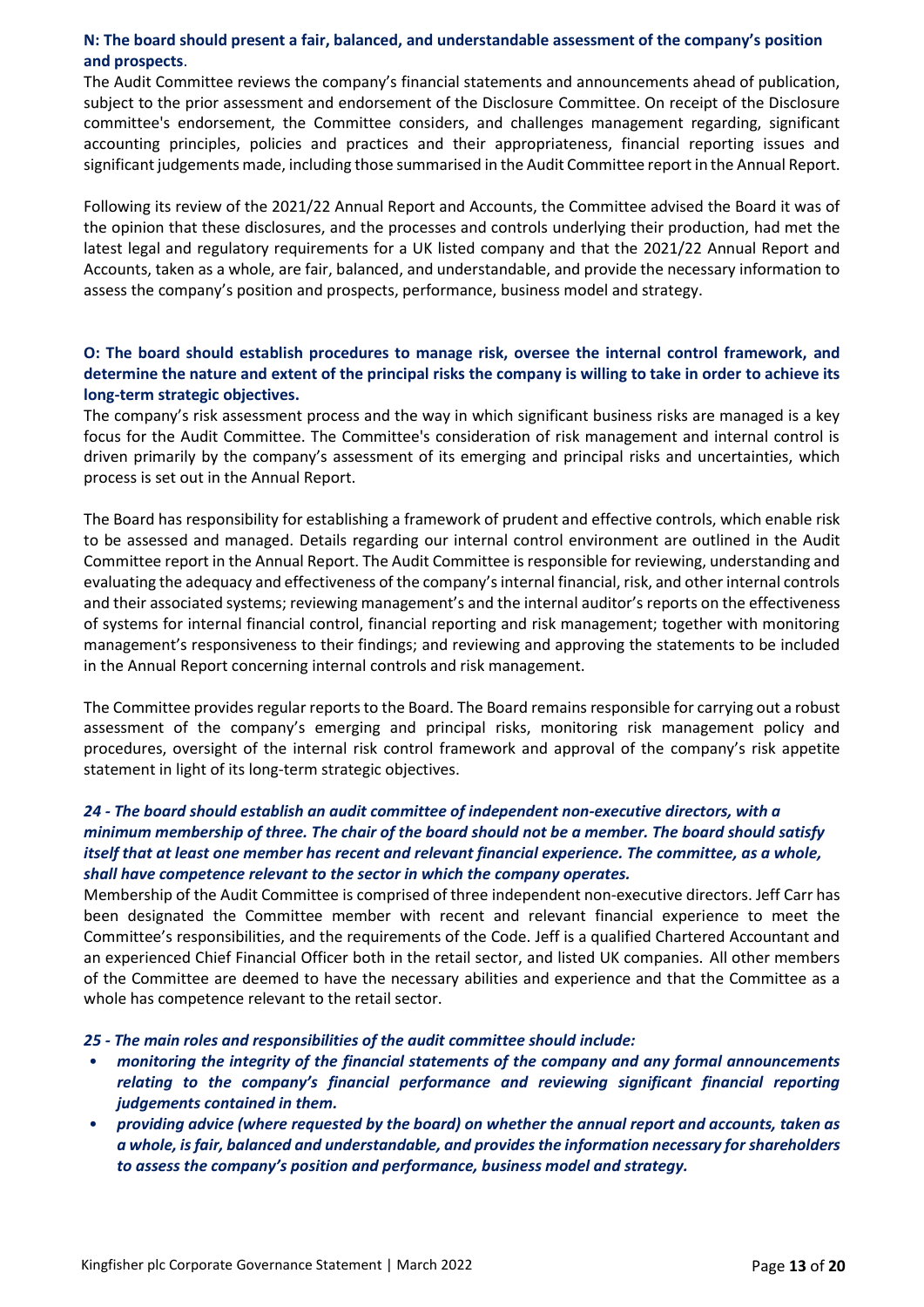**N: The board should present a fair, balanced, and understandable assessment of the company's position and prospects**.

The Audit Committee reviews the company's financial statements and announcements ahead of publication, subject to the prior assessment and endorsement of the Disclosure Committee. On receipt of the Disclosure committee's endorsement, the Committee considers, and challenges management regarding, significant accounting principles, policies and practices and their appropriateness, financial reporting issues and significant judgements made, including those summarised in the Audit Committee report in the Annual Report.

Following its review of the 2021/22 Annual Report and Accounts, the Committee advised the Board it was of the opinion that these disclosures, and the processes and controls underlying their production, had met the latest legal and regulatory requirements for a UK listed company and that the 2021/22 Annual Report and Accounts, taken as a whole, are fair, balanced, and understandable, and provide the necessary information to assess the company's position and prospects, performance, business model and strategy.

**O: The board should establish procedures to manage risk, oversee the internal control framework, and determine the nature and extent of the principal risks the company is willing to take in order to achieve its long-term strategic objectives.**

The company's risk assessment process and the way in which significant business risks are managed is a key focus for the Audit Committee. The Committee's consideration of risk management and internal control is driven primarily by the company's assessment of its emerging and principal risks and uncertainties, which process is set out in the Annual Report.

The Board has responsibility for establishing a framework of prudent and effective controls, which enable risk to be assessed and managed. Details regarding our internal control environment are outlined in the Audit Committee report in the Annual Report. The Audit Committee is responsible for reviewing, understanding and evaluating the adequacy and effectiveness of the company's internal financial, risk, and other internal controls and their associated systems; reviewing management's and the internal auditor's reports on the effectiveness of systems for internal financial control, financial reporting and risk management; together with monitoring management's responsiveness to their findings; and reviewing and approving the statements to be included in the Annual Report concerning internal controls and risk management.

The Committee provides regular reports to the Board. The Board remains responsible for carrying out a robust assessment of the company's emerging and principal risks, monitoring risk management policy and procedures, oversight of the internal risk control framework and approval of the company's risk appetite statement in light of its long-term strategic objectives.

***24 - The board should establish an audit committee of independent non-executive directors, with a minimum membership of three. The chair of the board should not be a member. The board should satisfy itself that at least one member has recent and relevant financial experience. The committee, as a whole, shall have competence relevant to the sector in which the company operates.***

Membership of the Audit Committee is comprised of three independent non-executive directors. Jeff Carr has been designated the Committee member with recent and relevant financial experience to meet the Committee's responsibilities, and the requirements of the Code. Jeff is a qualified Chartered Accountant and an experienced Chief Financial Officer both in the retail sector, and listed UK companies. All other members of the Committee are deemed to have the necessary abilities and experience and that the Committee as a whole has competence relevant to the retail sector.

***25 - The main roles and responsibilities of the audit committee should include:***

- ***monitoring the integrity of the financial statements of the company and any formal announcements relating to the company's financial performance and reviewing significant financial reporting judgements contained in them.***
- ***providing advice (where requested by the board) on whether the annual report and accounts, taken as a whole, is fair, balanced and understandable, and provides the information necessary for shareholders to assess the company's position and performance, business model and strategy.***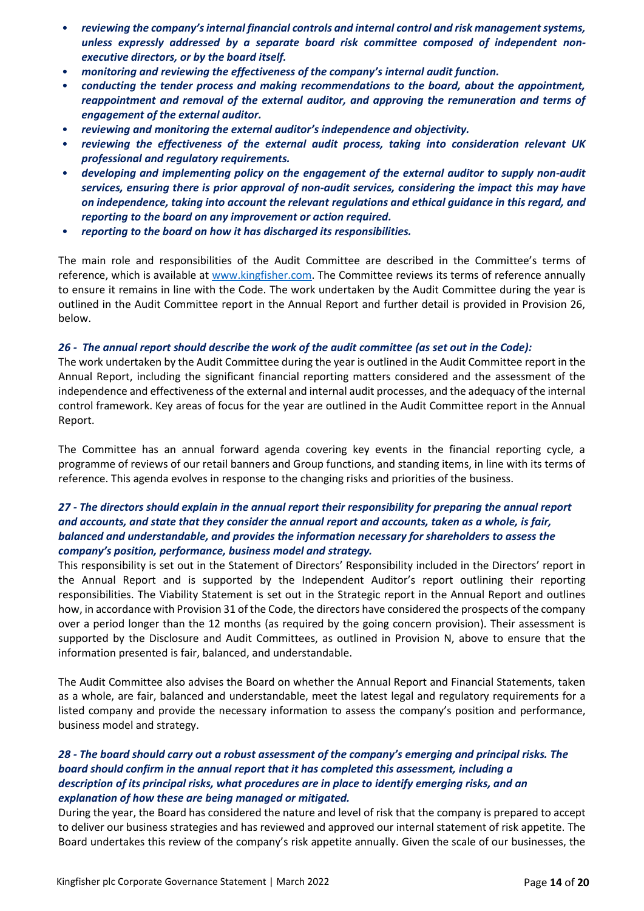- ***reviewing the company's internal financial controls and internal control and risk management systems, unless expressly addressed by a separate board risk committee composed of independent non-executive directors, or by the board itself.***
- ***monitoring and reviewing the effectiveness of the company's internal audit function.***
- ***conducting the tender process and making recommendations to the board, about the appointment, reappointment and removal of the external auditor, and approving the remuneration and terms of engagement of the external auditor.***
- ***reviewing and monitoring the external auditor's independence and objectivity.***
- ***reviewing the effectiveness of the external audit process, taking into consideration relevant UK professional and regulatory requirements.***
- ***developing and implementing policy on the engagement of the external auditor to supply non-audit services, ensuring there is prior approval of non-audit services, considering the impact this may have on independence, taking into account the relevant regulations and ethical guidance in this regard, and reporting to the board on any improvement or action required.***
- ***reporting to the board on how it has discharged its responsibilities.***

The main role and responsibilities of the Audit Committee are described in the Committee's terms of reference, which is available at [www.kingfisher.com](http://www.kingfisher.com). The Committee reviews its terms of reference annually to ensure it remains in line with the Code. The work undertaken by the Audit Committee during the year is outlined in the Audit Committee report in the Annual Report and further detail is provided in Provision 26, below.

***26 - The annual report should describe the work of the audit committee (as set out in the Code):***

The work undertaken by the Audit Committee during the year is outlined in the Audit Committee report in the Annual Report, including the significant financial reporting matters considered and the assessment of the independence and effectiveness of the external and internal audit processes, and the adequacy of the internal control framework. Key areas of focus for the year are outlined in the Audit Committee report in the Annual Report.

The Committee has an annual forward agenda covering key events in the financial reporting cycle, a programme of reviews of our retail banners and Group functions, and standing items, in line with its terms of reference. This agenda evolves in response to the changing risks and priorities of the business.

***27 - The directors should explain in the annual report their responsibility for preparing the annual report and accounts, and state that they consider the annual report and accounts, taken as a whole, is fair, balanced and understandable, and provides the information necessary for shareholders to assess the company's position, performance, business model and strategy.***

This responsibility is set out in the Statement of Directors' Responsibility included in the Directors' report in the Annual Report and is supported by the Independent Auditor's report outlining their reporting responsibilities. The Viability Statement is set out in the Strategic report in the Annual Report and outlines how, in accordance with Provision 31 of the Code, the directors have considered the prospects of the company over a period longer than the 12 months (as required by the going concern provision). Their assessment is supported by the Disclosure and Audit Committees, as outlined in Provision N, above to ensure that the information presented is fair, balanced, and understandable.

The Audit Committee also advises the Board on whether the Annual Report and Financial Statements, taken as a whole, are fair, balanced and understandable, meet the latest legal and regulatory requirements for a listed company and provide the necessary information to assess the company's position and performance, business model and strategy.

***28 - The board should carry out a robust assessment of the company's emerging and principal risks. The board should confirm in the annual report that it has completed this assessment, including a description of its principal risks, what procedures are in place to identify emerging risks, and an explanation of how these are being managed or mitigated.***

During the year, the Board has considered the nature and level of risk that the company is prepared to accept to deliver our business strategies and has reviewed and approved our internal statement of risk appetite. The Board undertakes this review of the company's risk appetite annually. Given the scale of our businesses, the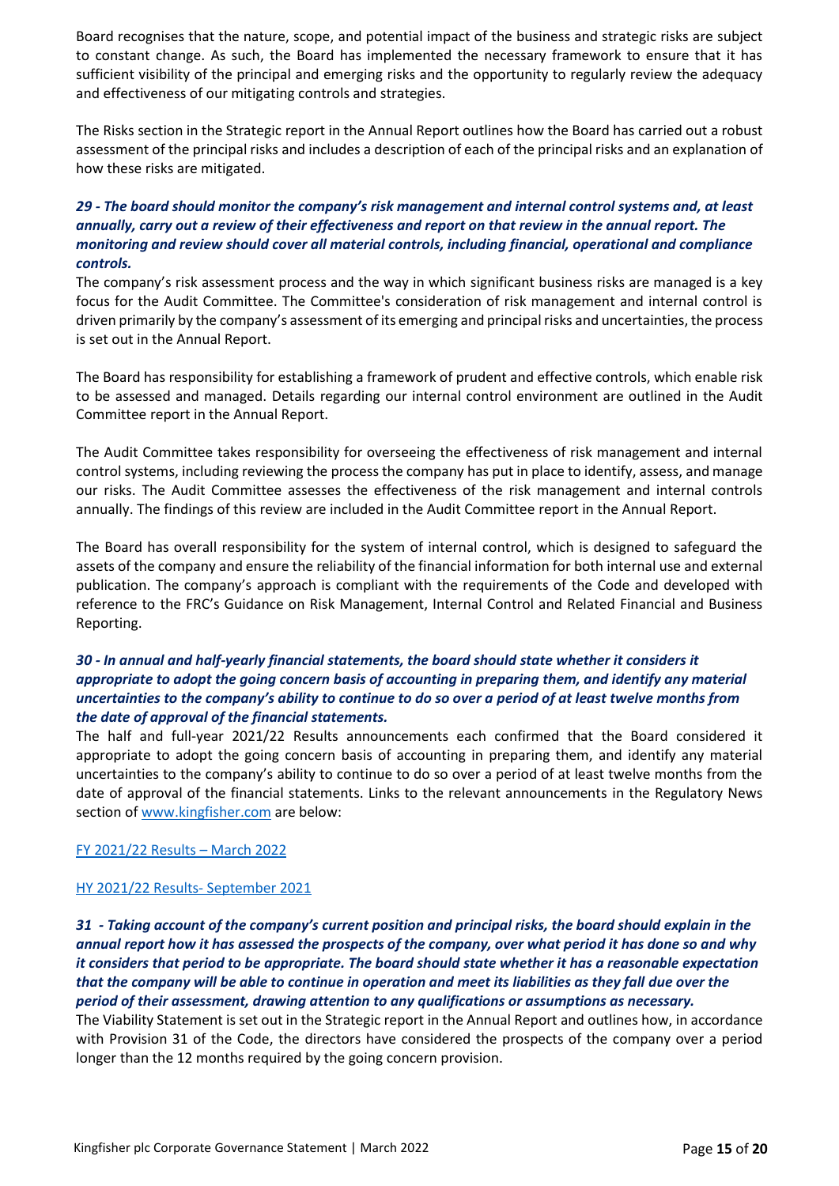Board recognises that the nature, scope, and potential impact of the business and strategic risks are subject to constant change. As such, the Board has implemented the necessary framework to ensure that it has sufficient visibility of the principal and emerging risks and the opportunity to regularly review the adequacy and effectiveness of our mitigating controls and strategies.

The Risks section in the Strategic report in the Annual Report outlines how the Board has carried out a robust assessment of the principal risks and includes a description of each of the principal risks and an explanation of how these risks are mitigated.

***29 - The board should monitor the company's risk management and internal control systems and, at least annually, carry out a review of their effectiveness and report on that review in the annual report. The monitoring and review should cover all material controls, including financial, operational and compliance controls.***

The company's risk assessment process and the way in which significant business risks are managed is a key focus for the Audit Committee. The Committee's consideration of risk management and internal control is driven primarily by the company's assessment of its emerging and principal risks and uncertainties, the process is set out in the Annual Report.

The Board has responsibility for establishing a framework of prudent and effective controls, which enable risk to be assessed and managed. Details regarding our internal control environment are outlined in the Audit Committee report in the Annual Report.

The Audit Committee takes responsibility for overseeing the effectiveness of risk management and internal control systems, including reviewing the process the company has put in place to identify, assess, and manage our risks. The Audit Committee assesses the effectiveness of the risk management and internal controls annually. The findings of this review are included in the Audit Committee report in the Annual Report.

The Board has overall responsibility for the system of internal control, which is designed to safeguard the assets of the company and ensure the reliability of the financial information for both internal use and external publication. The company's approach is compliant with the requirements of the Code and developed with reference to the FRC's Guidance on Risk Management, Internal Control and Related Financial and Business Reporting.

***30 - In annual and half-yearly financial statements, the board should state whether it considers it appropriate to adopt the going concern basis of accounting in preparing them, and identify any material uncertainties to the company's ability to continue to do so over a period of at least twelve months from the date of approval of the financial statements.***

The half and full-year 2021/22 Results announcements each confirmed that the Board considered it appropriate to adopt the going concern basis of accounting in preparing them, and identify any material uncertainties to the company's ability to continue to do so over a period of at least twelve months from the date of approval of the financial statements. Links to the relevant announcements in the Regulatory News section of [www.kingfisher.com](www.kingfisher.com) are below:

[FY 2021/22 Results – March 2022]()

[HY 2021/22 Results- September 2021]()

***31 - Taking account of the company's current position and principal risks, the board should explain in the annual report how it has assessed the prospects of the company, over what period it has done so and why it considers that period to be appropriate. The board should state whether it has a reasonable expectation that the company will be able to continue in operation and meet its liabilities as they fall due over the period of their assessment, drawing attention to any qualifications or assumptions as necessary.***

The Viability Statement is set out in the Strategic report in the Annual Report and outlines how, in accordance with Provision 31 of the Code, the directors have considered the prospects of the company over a period longer than the 12 months required by the going concern provision.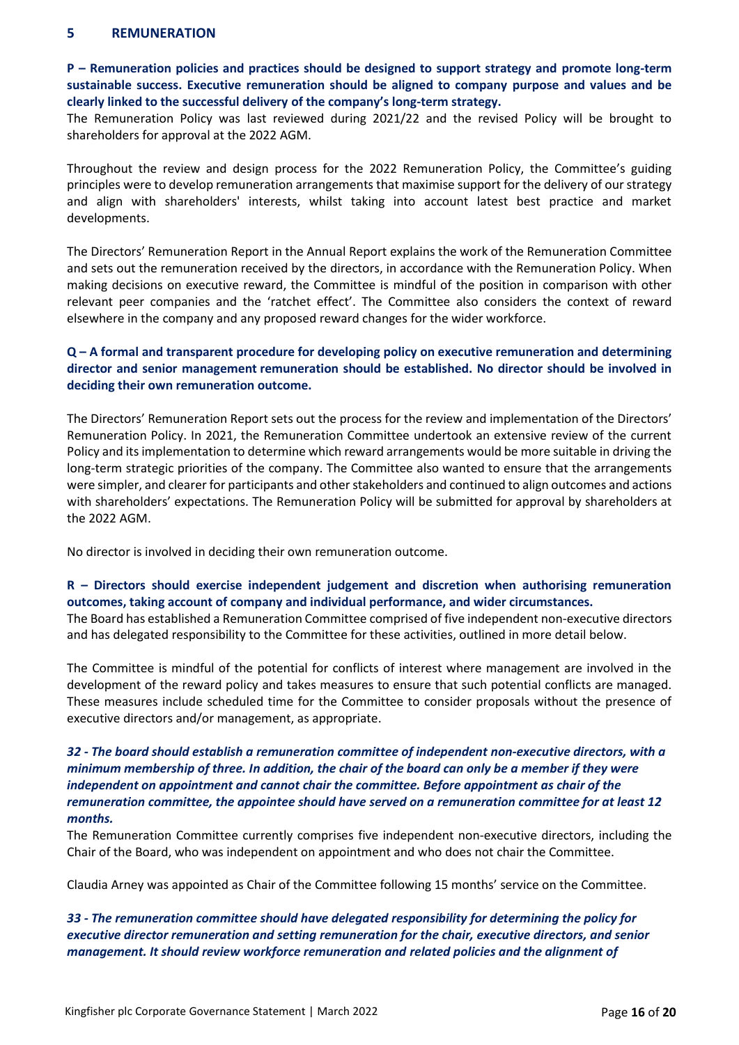## 5 REMUNERATION

**P – Remuneration policies and practices should be designed to support strategy and promote long-term sustainable success. Executive remuneration should be aligned to company purpose and values and be clearly linked to the successful delivery of the company's long-term strategy.**

The Remuneration Policy was last reviewed during 2021/22 and the revised Policy will be brought to shareholders for approval at the 2022 AGM.

Throughout the review and design process for the 2022 Remuneration Policy, the Committee's guiding principles were to develop remuneration arrangements that maximise support for the delivery of our strategy and align with shareholders' interests, whilst taking into account latest best practice and market developments.

The Directors' Remuneration Report in the Annual Report explains the work of the Remuneration Committee and sets out the remuneration received by the directors, in accordance with the Remuneration Policy. When making decisions on executive reward, the Committee is mindful of the position in comparison with other relevant peer companies and the 'ratchet effect'. The Committee also considers the context of reward elsewhere in the company and any proposed reward changes for the wider workforce.

**Q – A formal and transparent procedure for developing policy on executive remuneration and determining director and senior management remuneration should be established. No director should be involved in deciding their own remuneration outcome.**

The Directors' Remuneration Report sets out the process for the review and implementation of the Directors' Remuneration Policy. In 2021, the Remuneration Committee undertook an extensive review of the current Policy and its implementation to determine which reward arrangements would be more suitable in driving the long-term strategic priorities of the company. The Committee also wanted to ensure that the arrangements were simpler, and clearer for participants and other stakeholders and continued to align outcomes and actions with shareholders' expectations. The Remuneration Policy will be submitted for approval by shareholders at the 2022 AGM.

No director is involved in deciding their own remuneration outcome.

**R – Directors should exercise independent judgement and discretion when authorising remuneration outcomes, taking account of company and individual performance, and wider circumstances.**

The Board has established a Remuneration Committee comprised of five independent non-executive directors and has delegated responsibility to the Committee for these activities, outlined in more detail below.

The Committee is mindful of the potential for conflicts of interest where management are involved in the development of the reward policy and takes measures to ensure that such potential conflicts are managed. These measures include scheduled time for the Committee to consider proposals without the presence of executive directors and/or management, as appropriate.

***32 - The board should establish a remuneration committee of independent non-executive directors, with a minimum membership of three. In addition, the chair of the board can only be a member if they were independent on appointment and cannot chair the committee. Before appointment as chair of the remuneration committee, the appointee should have served on a remuneration committee for at least 12 months.***

The Remuneration Committee currently comprises five independent non-executive directors, including the Chair of the Board, who was independent on appointment and who does not chair the Committee.

Claudia Arney was appointed as Chair of the Committee following 15 months' service on the Committee.

***33 - The remuneration committee should have delegated responsibility for determining the policy for executive director remuneration and setting remuneration for the chair, executive directors, and senior management. It should review workforce remuneration and related policies and the alignment of***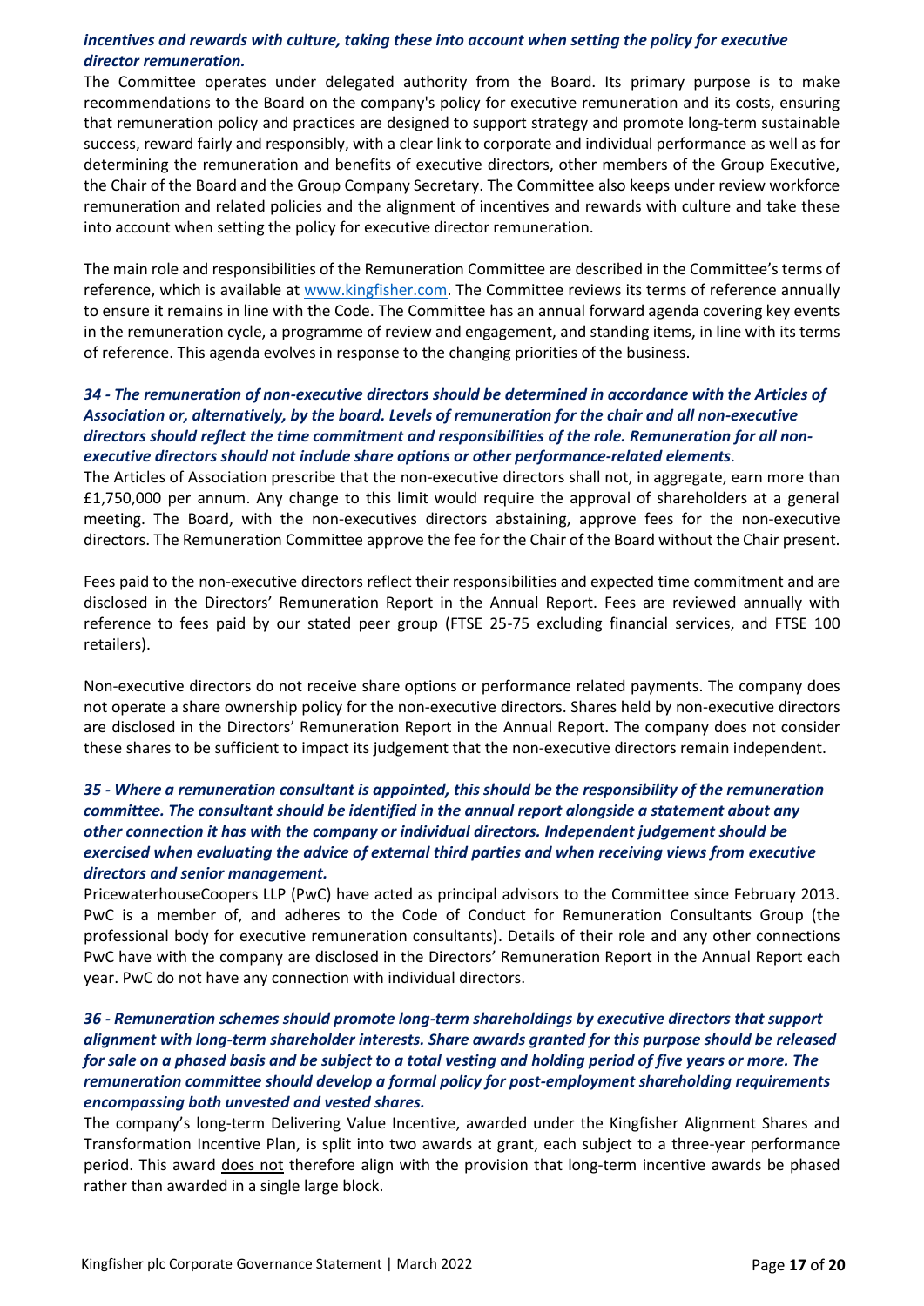***incentives and rewards with culture, taking these into account when setting the policy for executive director remuneration.***

The Committee operates under delegated authority from the Board. Its primary purpose is to make recommendations to the Board on the company's policy for executive remuneration and its costs, ensuring that remuneration policy and practices are designed to support strategy and promote long-term sustainable success, reward fairly and responsibly, with a clear link to corporate and individual performance as well as for determining the remuneration and benefits of executive directors, other members of the Group Executive, the Chair of the Board and the Group Company Secretary. The Committee also keeps under review workforce remuneration and related policies and the alignment of incentives and rewards with culture and take these into account when setting the policy for executive director remuneration.

The main role and responsibilities of the Remuneration Committee are described in the Committee's terms of reference, which is available at [www.kingfisher.com](www.kingfisher.com). The Committee reviews its terms of reference annually to ensure it remains in line with the Code. The Committee has an annual forward agenda covering key events in the remuneration cycle, a programme of review and engagement, and standing items, in line with its terms of reference. This agenda evolves in response to the changing priorities of the business.

***34 - The remuneration of non-executive directors should be determined in accordance with the Articles of Association or, alternatively, by the board. Levels of remuneration for the chair and all non-executive directors should reflect the time commitment and responsibilities of the role. Remuneration for all non-executive directors should not include share options or other performance-related elements***.

The Articles of Association prescribe that the non-executive directors shall not, in aggregate, earn more than £1,750,000 per annum. Any change to this limit would require the approval of shareholders at a general meeting. The Board, with the non-executives directors abstaining, approve fees for the non-executive directors. The Remuneration Committee approve the fee for the Chair of the Board without the Chair present.

Fees paid to the non-executive directors reflect their responsibilities and expected time commitment and are disclosed in the Directors' Remuneration Report in the Annual Report. Fees are reviewed annually with reference to fees paid by our stated peer group (FTSE 25-75 excluding financial services, and FTSE 100 retailers).

Non-executive directors do not receive share options or performance related payments. The company does not operate a share ownership policy for the non-executive directors. Shares held by non-executive directors are disclosed in the Directors' Remuneration Report in the Annual Report. The company does not consider these shares to be sufficient to impact its judgement that the non-executive directors remain independent.

***35 - Where a remuneration consultant is appointed, this should be the responsibility of the remuneration committee. The consultant should be identified in the annual report alongside a statement about any other connection it has with the company or individual directors. Independent judgement should be exercised when evaluating the advice of external third parties and when receiving views from executive directors and senior management.***

PricewaterhouseCoopers LLP (PwC) have acted as principal advisors to the Committee since February 2013. PwC is a member of, and adheres to the Code of Conduct for Remuneration Consultants Group (the professional body for executive remuneration consultants). Details of their role and any other connections PwC have with the company are disclosed in the Directors' Remuneration Report in the Annual Report each year. PwC do not have any connection with individual directors.

***36 - Remuneration schemes should promote long-term shareholdings by executive directors that support alignment with long-term shareholder interests. Share awards granted for this purpose should be released for sale on a phased basis and be subject to a total vesting and holding period of five years or more. The remuneration committee should develop a formal policy for post-employment shareholding requirements encompassing both unvested and vested shares.***

The company's long-term Delivering Value Incentive, awarded under the Kingfisher Alignment Shares and Transformation Incentive Plan, is split into two awards at grant, each subject to a three-year performance period. This award <u>does not</u> therefore align with the provision that long-term incentive awards be phased rather than awarded in a single large block.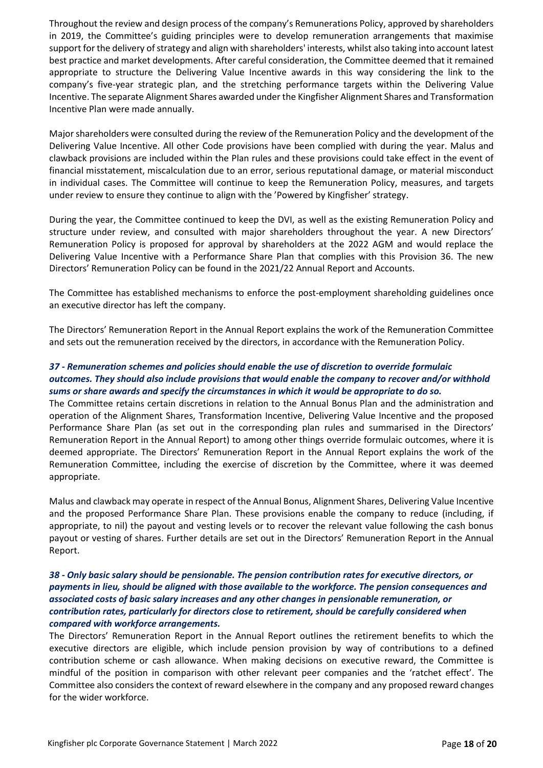Throughout the review and design process of the company's Remunerations Policy, approved by shareholders in 2019, the Committee's guiding principles were to develop remuneration arrangements that maximise support for the delivery of strategy and align with shareholders' interests, whilst also taking into account latest best practice and market developments. After careful consideration, the Committee deemed that it remained appropriate to structure the Delivering Value Incentive awards in this way considering the link to the company's five-year strategic plan, and the stretching performance targets within the Delivering Value Incentive. The separate Alignment Shares awarded under the Kingfisher Alignment Shares and Transformation Incentive Plan were made annually.

Major shareholders were consulted during the review of the Remuneration Policy and the development of the Delivering Value Incentive. All other Code provisions have been complied with during the year. Malus and clawback provisions are included within the Plan rules and these provisions could take effect in the event of financial misstatement, miscalculation due to an error, serious reputational damage, or material misconduct in individual cases. The Committee will continue to keep the Remuneration Policy, measures, and targets under review to ensure they continue to align with the 'Powered by Kingfisher' strategy.

During the year, the Committee continued to keep the DVI, as well as the existing Remuneration Policy and structure under review, and consulted with major shareholders throughout the year. A new Directors' Remuneration Policy is proposed for approval by shareholders at the 2022 AGM and would replace the Delivering Value Incentive with a Performance Share Plan that complies with this Provision 36. The new Directors' Remuneration Policy can be found in the 2021/22 Annual Report and Accounts.

The Committee has established mechanisms to enforce the post-employment shareholding guidelines once an executive director has left the company.

The Directors' Remuneration Report in the Annual Report explains the work of the Remuneration Committee and sets out the remuneration received by the directors, in accordance with the Remuneration Policy.

***37 - Remuneration schemes and policies should enable the use of discretion to override formulaic outcomes. They should also include provisions that would enable the company to recover and/or withhold sums or share awards and specify the circumstances in which it would be appropriate to do so.***

The Committee retains certain discretions in relation to the Annual Bonus Plan and the administration and operation of the Alignment Shares, Transformation Incentive, Delivering Value Incentive and the proposed Performance Share Plan (as set out in the corresponding plan rules and summarised in the Directors' Remuneration Report in the Annual Report) to among other things override formulaic outcomes, where it is deemed appropriate. The Directors' Remuneration Report in the Annual Report explains the work of the Remuneration Committee, including the exercise of discretion by the Committee, where it was deemed appropriate.

Malus and clawback may operate in respect of the Annual Bonus, Alignment Shares, Delivering Value Incentive and the proposed Performance Share Plan. These provisions enable the company to reduce (including, if appropriate, to nil) the payout and vesting levels or to recover the relevant value following the cash bonus payout or vesting of shares. Further details are set out in the Directors' Remuneration Report in the Annual Report.

***38 - Only basic salary should be pensionable. The pension contribution rates for executive directors, or payments in lieu, should be aligned with those available to the workforce. The pension consequences and associated costs of basic salary increases and any other changes in pensionable remuneration, or contribution rates, particularly for directors close to retirement, should be carefully considered when compared with workforce arrangements.***

The Directors' Remuneration Report in the Annual Report outlines the retirement benefits to which the executive directors are eligible, which include pension provision by way of contributions to a defined contribution scheme or cash allowance. When making decisions on executive reward, the Committee is mindful of the position in comparison with other relevant peer companies and the 'ratchet effect'. The Committee also considers the context of reward elsewhere in the company and any proposed reward changes for the wider workforce.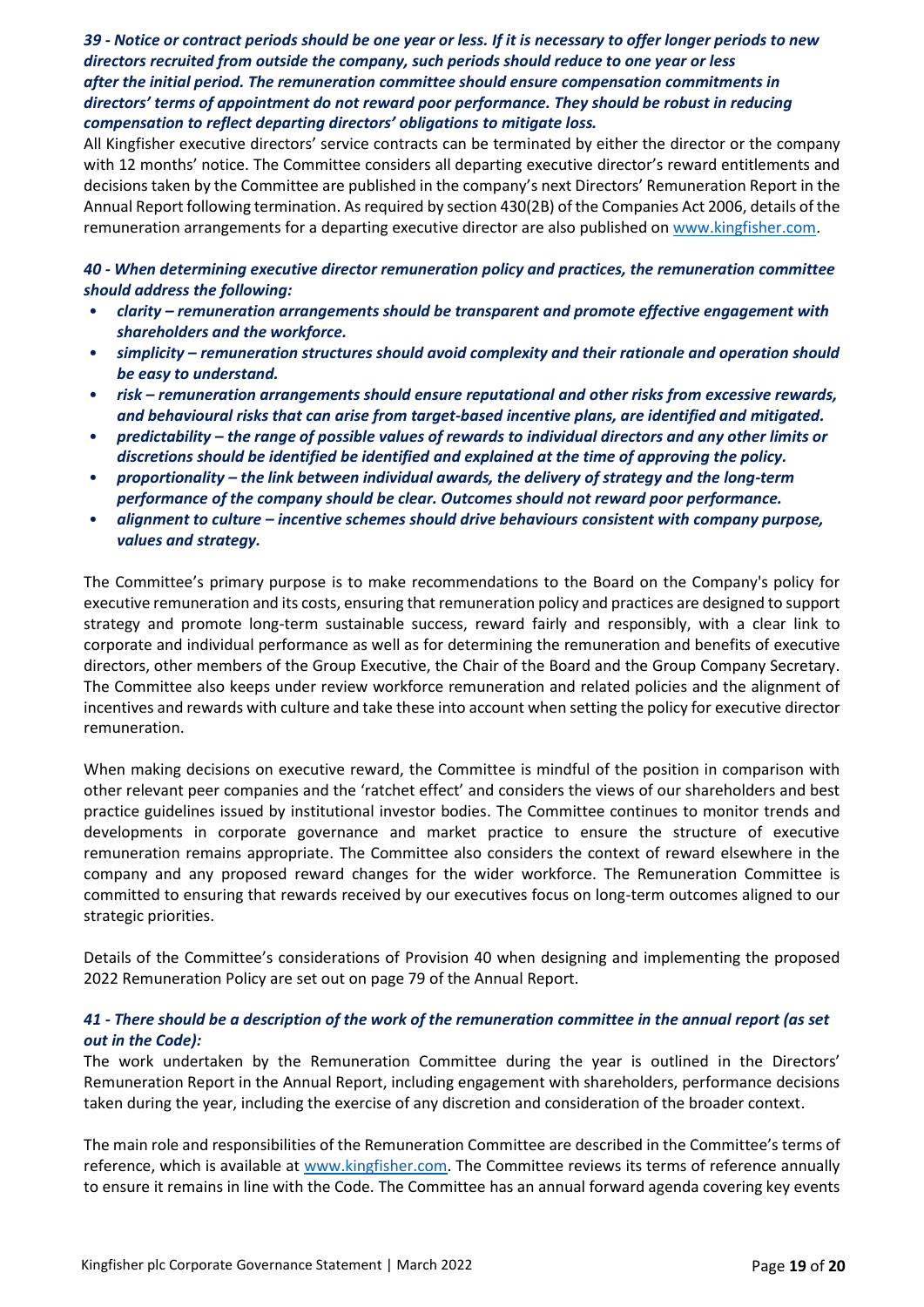***39 - Notice or contract periods should be one year or less. If it is necessary to offer longer periods to new directors recruited from outside the company, such periods should reduce to one year or less after the initial period. The remuneration committee should ensure compensation commitments in directors' terms of appointment do not reward poor performance. They should be robust in reducing compensation to reflect departing directors' obligations to mitigate loss.***

All Kingfisher executive directors' service contracts can be terminated by either the director or the company with 12 months' notice. The Committee considers all departing executive director's reward entitlements and decisions taken by the Committee are published in the company's next Directors' Remuneration Report in the Annual Report following termination. As required by section 430(2B) of the Companies Act 2006, details of the remuneration arrangements for a departing executive director are also published on www.kingfisher.com.

***40 - When determining executive director remuneration policy and practices, the remuneration committee should address the following:***

- ***clarity – remuneration arrangements should be transparent and promote effective engagement with shareholders and the workforce.***
- ***simplicity – remuneration structures should avoid complexity and their rationale and operation should be easy to understand.***
- ***risk – remuneration arrangements should ensure reputational and other risks from excessive rewards, and behavioural risks that can arise from target-based incentive plans, are identified and mitigated.***
- ***predictability – the range of possible values of rewards to individual directors and any other limits or discretions should be identified be identified and explained at the time of approving the policy.***
- ***proportionality – the link between individual awards, the delivery of strategy and the long-term performance of the company should be clear. Outcomes should not reward poor performance.***
- ***alignment to culture – incentive schemes should drive behaviours consistent with company purpose, values and strategy.***

The Committee's primary purpose is to make recommendations to the Board on the Company's policy for executive remuneration and its costs, ensuring that remuneration policy and practices are designed to support strategy and promote long-term sustainable success, reward fairly and responsibly, with a clear link to corporate and individual performance as well as for determining the remuneration and benefits of executive directors, other members of the Group Executive, the Chair of the Board and the Group Company Secretary. The Committee also keeps under review workforce remuneration and related policies and the alignment of incentives and rewards with culture and take these into account when setting the policy for executive director remuneration.

When making decisions on executive reward, the Committee is mindful of the position in comparison with other relevant peer companies and the 'ratchet effect' and considers the views of our shareholders and best practice guidelines issued by institutional investor bodies. The Committee continues to monitor trends and developments in corporate governance and market practice to ensure the structure of executive remuneration remains appropriate. The Committee also considers the context of reward elsewhere in the company and any proposed reward changes for the wider workforce. The Remuneration Committee is committed to ensuring that rewards received by our executives focus on long-term outcomes aligned to our strategic priorities.

Details of the Committee's considerations of Provision 40 when designing and implementing the proposed 2022 Remuneration Policy are set out on page 79 of the Annual Report.

***41 - There should be a description of the work of the remuneration committee in the annual report (as set out in the Code):***

The work undertaken by the Remuneration Committee during the year is outlined in the Directors' Remuneration Report in the Annual Report, including engagement with shareholders, performance decisions taken during the year, including the exercise of any discretion and consideration of the broader context.

The main role and responsibilities of the Remuneration Committee are described in the Committee's terms of reference, which is available at www.kingfisher.com. The Committee reviews its terms of reference annually to ensure it remains in line with the Code. The Committee has an annual forward agenda covering key events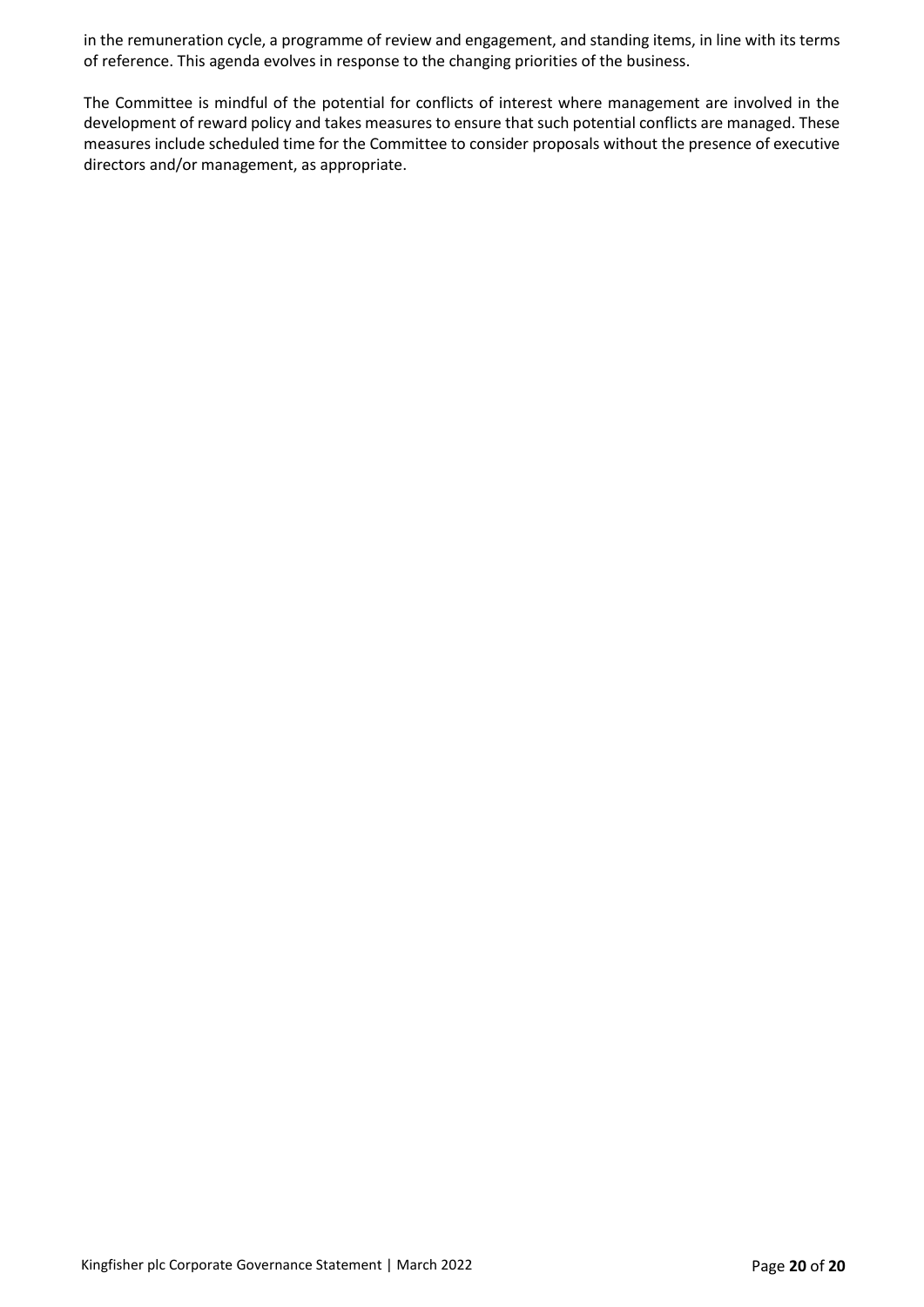in the remuneration cycle, a programme of review and engagement, and standing items, in line with its terms of reference. This agenda evolves in response to the changing priorities of the business.

The Committee is mindful of the potential for conflicts of interest where management are involved in the development of reward policy and takes measures to ensure that such potential conflicts are managed. These measures include scheduled time for the Committee to consider proposals without the presence of executive directors and/or management, as appropriate.